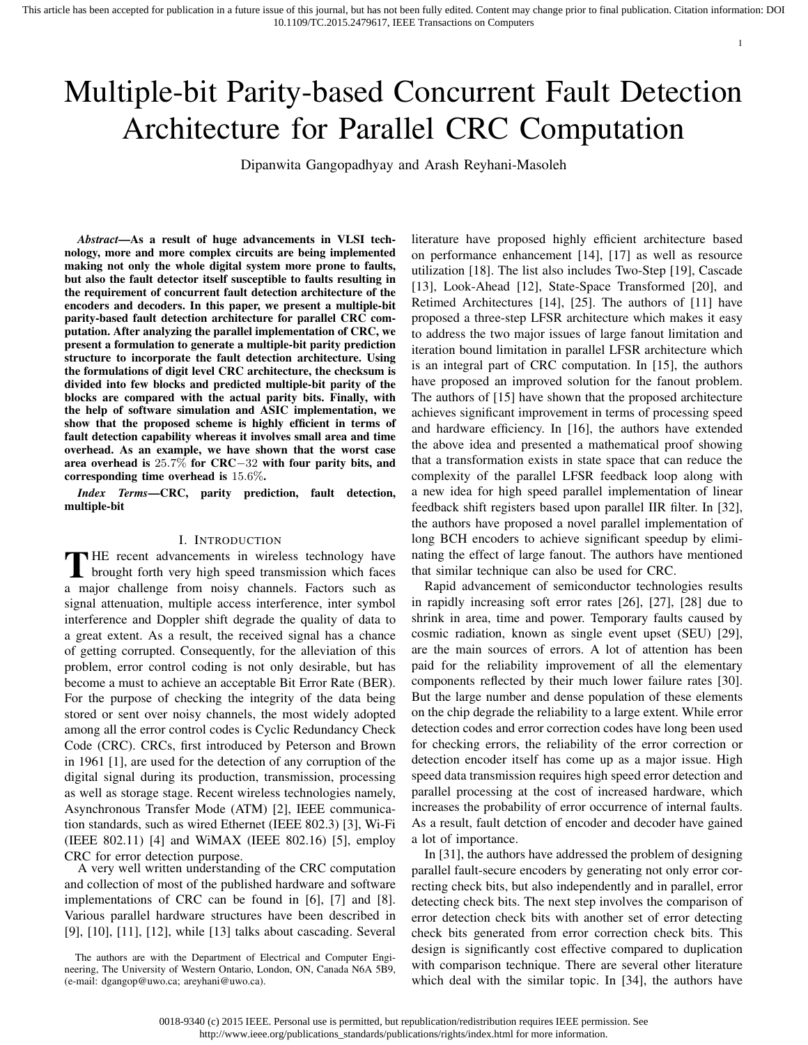# Multiple-bit Parity-based Concurrent Fault Detection Architecture for Parallel CRC Computation

Dipanwita Gangopadhyay and Arash Reyhani-Masoleh

***Abstract*—As a result of huge advancements in VLSI technology, more and more complex circuits are being implemented making not only the whole digital system more prone to faults, but also the fault detector itself susceptible to faults resulting in the requirement of concurrent fault detection architecture of the encoders and decoders. In this paper, we present a multiple-bit parity-based fault detection architecture for parallel CRC computation. After analyzing the parallel implementation of CRC, we present a formulation to generate a multiple-bit parity prediction structure to incorporate the fault detection architecture. Using the formulations of digit level CRC architecture, the checksum is divided into few blocks and predicted multiple-bit parity of the blocks are compared with the actual parity bits. Finally, with the help of software simulation and ASIC implementation, we show that the proposed scheme is highly efficient in terms of fault detection capability whereas it involves small area and time overhead. As an example, we have shown that the worst case area overhead is $25.7\%$ for CRC$-32$ with four parity bits, and corresponding time overhead is $15.6\%$.**

***Index Terms*—CRC, parity prediction, fault detection, multiple-bit**

## I. Introduction

The recent advancements in wireless technology have brought forth very high speed transmission which faces a major challenge from noisy channels. Factors such as signal attenuation, multiple access interference, inter symbol interference and Doppler shift degrade the quality of data to a great extent. As a result, the received signal has a chance of getting corrupted. Consequently, for the alleviation of this problem, error control coding is not only desirable, but has become a must to achieve an acceptable Bit Error Rate (BER). For the purpose of checking the integrity of the data being stored or sent over noisy channels, the most widely adopted among all the error control codes is Cyclic Redundancy Check Code (CRC). CRCs, first introduced by Peterson and Brown in 1961 [1], are used for the detection of any corruption of the digital signal during its production, transmission, processing as well as storage stage. Recent wireless technologies namely, Asynchronous Transfer Mode (ATM) [2], IEEE communication standards, such as wired Ethernet (IEEE 802.3) [3], Wi-Fi (IEEE 802.11) [4] and WiMAX (IEEE 802.16) [5], employ CRC for error detection purpose.

A very well written understanding of the CRC computation and collection of most of the published hardware and software implementations of CRC can be found in [6], [7] and [8]. Various parallel hardware structures have been described in [9], [10], [11], [12], while [13] talks about cascading. Several literature have proposed highly efficient architecture based on performance enhancement [14], [17] as well as resource utilization [18]. The list also includes Two-Step [19], Cascade [13], Look-Ahead [12], State-Space Transformed [20], and Retimed Architectures [14], [25]. The authors of [11] have proposed a three-step LFSR architecture which makes it easy to address the two major issues of large fanout limitation and iteration bound limitation in parallel LFSR architecture which is an integral part of CRC computation. In [15], the authors have proposed an improved solution for the fanout problem. The authors of [15] have shown that the proposed architecture achieves significant improvement in terms of processing speed and hardware efficiency. In [16], the authors have extended the above idea and presented a mathematical proof showing that a transformation exists in state space that can reduce the complexity of the parallel LFSR feedback loop along with a new idea for high speed parallel implementation of linear feedback shift registers based upon parallel IIR filter. In [32], the authors have proposed a novel parallel implementation of long BCH encoders to achieve significant speedup by eliminating the effect of large fanout. The authors have mentioned that similar technique can also be used for CRC.

Rapid advancement of semiconductor technologies results in rapidly increasing soft error rates [26], [27], [28] due to shrink in area, time and power. Temporary faults caused by cosmic radiation, known as single event upset (SEU) [29], are the main sources of errors. A lot of attention has been paid for the reliability improvement of all the elementary components reflected by their much lower failure rates [30]. But the large number and dense population of these elements on the chip degrade the reliability to a large extent. While error detection codes and error correction codes have long been used for checking errors, the reliability of the error correction or detection encoder itself has come up as a major issue. High speed data transmission requires high speed error detection and parallel processing at the cost of increased hardware, which increases the probability of error occurrence of internal faults. As a result, fault detction of encoder and decoder have gained a lot of importance.

In [31], the authors have addressed the problem of designing parallel fault-secure encoders by generating not only error correcting check bits, but also independently and in parallel, error detecting check bits. The next step involves the comparison of error detection check bits with another set of error detecting check bits generated from error correction check bits. This design is significantly cost effective compared to duplication with comparison technique. There are several other literature which deal with the similar topic. In [34], the authors have

The authors are with the Department of Electrical and Computer Engineering, The University of Western Ontario, London, ON, Canada N6A 5B9, (e-mail: dgangop@uwo.ca; areyhani@uwo.ca).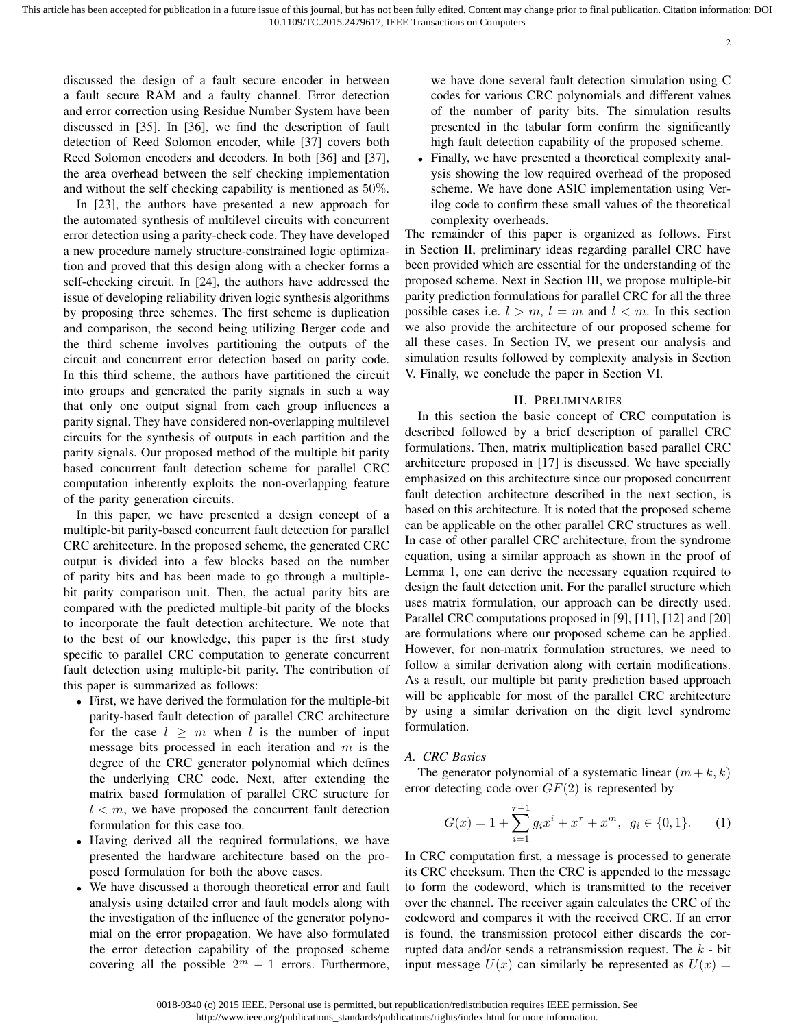discussed the design of a fault secure encoder in between a fault secure RAM and a faulty channel. Error detection and error correction using Residue Number System have been discussed in [35]. In [36], we find the description of fault detection of Reed Solomon encoder, while [37] covers both Reed Solomon encoders and decoders. In both [36] and [37], the area overhead between the self checking implementation and without the self checking capability is mentioned as $50\%$.

In [23], the authors have presented a new approach for the automated synthesis of multilevel circuits with concurrent error detection using a parity-check code. They have developed a new procedure namely structure-constrained logic optimization and proved that this design along with a checker forms a self-checking circuit. In [24], the authors have addressed the issue of developing reliability driven logic synthesis algorithms by proposing three schemes. The first scheme is duplication and comparison, the second being utilizing Berger code and the third scheme involves partitioning the outputs of the circuit and concurrent error detection based on parity code. In this third scheme, the authors have partitioned the circuit into groups and generated the parity signals in such a way that only one output signal from each group influences a parity signal. They have considered non-overlapping multilevel circuits for the synthesis of outputs in each partition and the parity signals. Our proposed method of the multiple bit parity based concurrent fault detection scheme for parallel CRC computation inherently exploits the non-overlapping feature of the parity generation circuits.

In this paper, we have presented a design concept of a multiple-bit parity-based concurrent fault detection for parallel CRC architecture. In the proposed scheme, the generated CRC output is divided into a few blocks based on the number of parity bits and has been made to go through a multiple-bit parity comparison unit. Then, the actual parity bits are compared with the predicted multiple-bit parity of the blocks to incorporate the fault detection architecture. We note that to the best of our knowledge, this paper is the first study specific to parallel CRC computation to generate concurrent fault detection using multiple-bit parity. The contribution of this paper is summarized as follows:

- First, we have derived the formulation for the multiple-bit parity-based fault detection of parallel CRC architecture for the case $l \geq m$ when $l$ is the number of input message bits processed in each iteration and $m$ is the degree of the CRC generator polynomial which defines the underlying CRC code. Next, after extending the matrix based formulation of parallel CRC structure for $l < m$, we have proposed the concurrent fault detection formulation for this case too.
- Having derived all the required formulations, we have presented the hardware architecture based on the proposed formulation for both the above cases.
- We have discussed a thorough theoretical error and fault analysis using detailed error and fault models along with the investigation of the influence of the generator polynomial on the error propagation. We have also formulated the error detection capability of the proposed scheme covering all the possible $2^m - 1$ errors. Furthermore, we have done several fault detection simulation using C codes for various CRC polynomials and different values of the number of parity bits. The simulation results presented in the tabular form confirm the significantly high fault detection capability of the proposed scheme.
- Finally, we have presented a theoretical complexity analysis showing the low required overhead of the proposed scheme. We have done ASIC implementation using Verilog code to confirm these small values of the theoretical complexity overheads.

The remainder of this paper is organized as follows. First in Section II, preliminary ideas regarding parallel CRC have been provided which are essential for the understanding of the proposed scheme. Next in Section III, we propose multiple-bit parity prediction formulations for parallel CRC for all the three possible cases i.e. $l > m$, $l = m$ and $l < m$. In this section we also provide the architecture of our proposed scheme for all these cases. In Section IV, we present our analysis and simulation results followed by complexity analysis in Section V. Finally, we conclude the paper in Section VI.

## II. Preliminaries

In this section the basic concept of CRC computation is described followed by a brief description of parallel CRC formulations. Then, matrix multiplication based parallel CRC architecture proposed in [17] is discussed. We have specially emphasized on this architecture since our proposed concurrent fault detection architecture described in the next section, is based on this architecture. It is noted that the proposed scheme can be applicable on the other parallel CRC structures as well. In case of other parallel CRC architecture, from the syndrome equation, using a similar approach as shown in the proof of Lemma 1, one can derive the necessary equation required to design the fault detection unit. For the parallel structure which uses matrix formulation, our approach can be directly used. Parallel CRC computations proposed in [9], [11], [12] and [20] are formulations where our proposed scheme can be applied. However, for non-matrix formulation structures, we need to follow a similar derivation along with certain modifications. As a result, our multiple bit parity prediction based approach will be applicable for most of the parallel CRC architecture by using a similar derivation on the digit level syndrome formulation.

### A. CRC Basics

The generator polynomial of a systematic linear $(m+k, k)$ error detecting code over $GF(2)$ is represented by

$$G(x) = 1 + \sum_{i=1}^{\tau-1} g_i x^i + x^\tau + x^m, \;\; g_i \in \{0, 1\}. \qquad (1)$$

In CRC computation first, a message is processed to generate its CRC checksum. Then the CRC is appended to the message to form the codeword, which is transmitted to the receiver over the channel. The receiver again calculates the CRC of the codeword and compares it with the received CRC. If an error is found, the transmission protocol either discards the corrupted data and/or sends a retransmission request. The $k$ - bit input message $U(x)$ can similarly be represented as $U(x) =$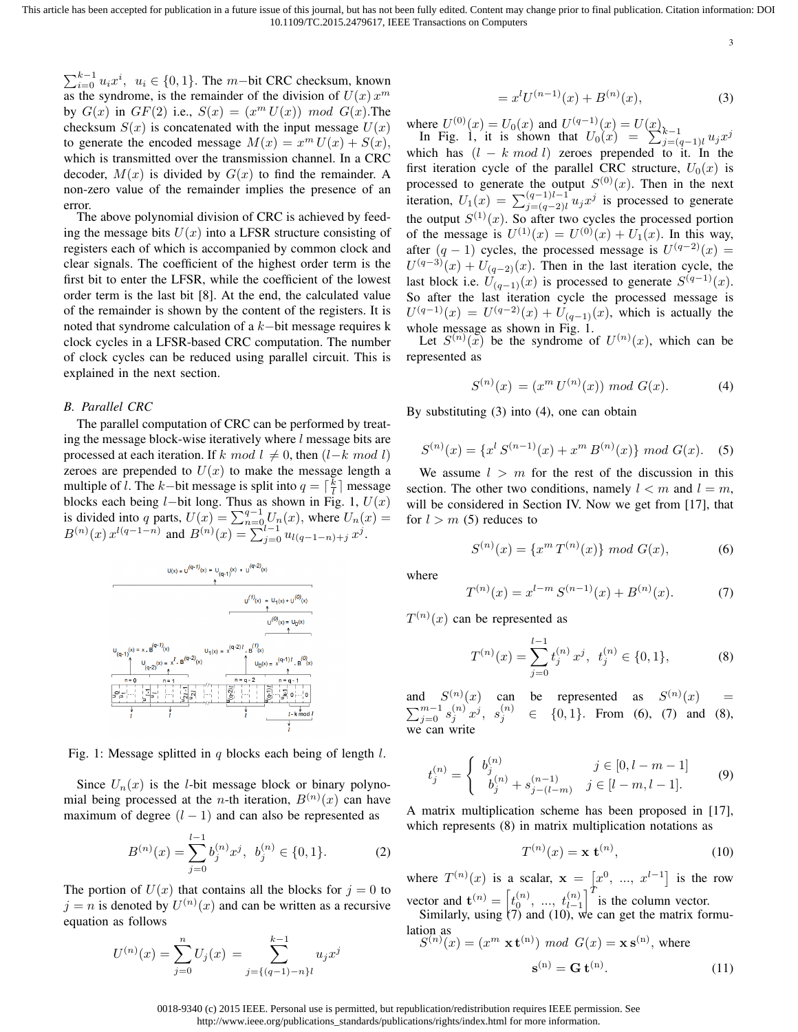$\sum_{i=0}^{k-1} u_i x^i,\ u_i \in \{0,1\}$. The $m-$bit CRC checksum, known as the syndrome, is the remainder of the division of $U(x)\, x^m$ by $G(x)$ in $GF(2)$ i.e., $S(x) = (x^m\, U(x))\ mod\ G(x)$.The checksum $S(x)$ is concatenated with the input message $U(x)$ to generate the encoded message $M(x) = x^m\, U(x) + S(x)$, which is transmitted over the transmission channel. In a CRC decoder, $M(x)$ is divided by $G(x)$ to find the remainder. A non-zero value of the remainder implies the presence of an error.

The above polynomial division of CRC is achieved by feeding the message bits $U(x)$ into a LFSR structure consisting of registers each of which is accompanied by common clock and clear signals. The coefficient of the highest order term is the first bit to enter the LFSR, while the coefficient of the lowest order term is the last bit [8]. At the end, the calculated value of the remainder is shown by the content of the registers. It is noted that syndrome calculation of a $k-$bit message requires k clock cycles in a LFSR-based CRC computation. The number of clock cycles can be reduced using parallel circuit. This is explained in the next section.

### B. Parallel CRC

The parallel computation of CRC can be performed by treating the message block-wise iteratively where $l$ message bits are processed at each iteration. If $k\ mod\ l \neq 0$, then $(l-k\ mod\ l)$ zeroes are prepended to $U(x)$ to make the message length a multiple of $l$. The $k-$bit message is split into $q = \lceil \frac{k}{l} \rceil$ message blocks each being $l-$bit long. Thus as shown in Fig. 1, $U(x)$ is divided into $q$ parts, $U(x) = \sum_{n=0}^{q-1} U_n(x)$, where $U_n(x) = B^{(n)}(x)\, x^{l(q-1-n)}$ and $B^{(n)}(x) = \sum_{j=0}^{l-1} u_{l(q-1-n)+j}\, x^j$.

Fig. 1: Message splitted in $q$ blocks each being of length $l$.

Since $U_n(x)$ is the $l$-bit message block or binary polynomial being processed at the $n$-th iteration, $B^{(n)}(x)$ can have maximum of degree $(l-1)$ and can also be represented as

$$B^{(n)}(x) = \sum_{j=0}^{l-1} b_j^{(n)} x^j,\ \ b_j^{(n)} \in \{0,1\}. \tag{2}$$

The portion of $U(x)$ that contains all the blocks for $j = 0$ to $j = n$ is denoted by $U^{(n)}(x)$ and can be written as a recursive equation as follows

$$U^{(n)}(x) = \sum_{j=0}^{n} U_j(x) = \sum_{j=\{(q-1)-n\}l}^{k-1} u_j x^j$$

$$= x^l U^{(n-1)}(x) + B^{(n)}(x), \tag{3}$$

where $U^{(0)}(x) = U_0(x)$ and $U^{(q-1)}(x) = U(x)$.

In Fig. 1, it is shown that $U_0(x) = \sum_{j=(q-1)l}^{k-1} u_j x^j$ which has $(l - k\ mod\ l)$ zeroes prepended to it. In the first iteration cycle of the parallel CRC structure, $U_0(x)$ is processed to generate the output $S^{(0)}(x)$. Then in the next iteration, $U_1(x) = \sum_{j=(q-2)l}^{(q-1)l-1} u_j x^j$ is processed to generate the output $S^{(1)}(x)$. So after two cycles the processed portion of the message is $U^{(1)}(x) = U^{(0)}(x) + U_1(x)$. In this way, after $(q-1)$ cycles, the processed message is $U^{(q-2)}(x) = U^{(q-3)}(x) + U_{(q-2)}(x)$. Then in the last iteration cycle, the last block i.e. $U_{(q-1)}(x)$ is processed to generate $S^{(q-1)}(x)$. So after the last iteration cycle the processed message is $U^{(q-1)}(x) = U^{(q-2)}(x) + U_{(q-1)}(x)$, which is actually the whole message as shown in Fig. 1.

Let $S^{(n)}(x)$ be the syndrome of $U^{(n)}(x)$, which can be represented as

$$S^{(n)}(x) = (x^m\, U^{(n)}(x))\ mod\ G(x). \tag{4}$$

By substituting (3) into (4), one can obtain

$$S^{(n)}(x) = \{x^l\, S^{(n-1)}(x) + x^m\, B^{(n)}(x)\}\ mod\ G(x). \tag{5}$$

We assume $l > m$ for the rest of the discussion in this section. The other two conditions, namely $l < m$ and $l = m$, will be considered in Section IV. Now we get from [17], that for $l > m$ (5) reduces to

$$S^{(n)}(x) = \{x^m\, T^{(n)}(x)\}\ mod\ G(x), \tag{6}$$

where

$$T^{(n)}(x) = x^{l-m}\, S^{(n-1)}(x) + B^{(n)}(x). \tag{7}$$

$T^{(n)}(x)$ can be represented as

$$T^{(n)}(x) = \sum_{j=0}^{l-1} t_j^{(n)}\, x^j,\ \ t_j^{(n)} \in \{0,1\}, \tag{8}$$

and $S^{(n)}(x)$ can be represented as $S^{(n)}(x) = \sum_{j=0}^{m-1} s_j^{(n)}\, x^j,\ \ s_j^{(n)} \in \{0,1\}$. From (6), (7) and (8), we can write

$$t_j^{(n)} = \begin{cases} b_j^{(n)} & j \in [0, l-m-1] \\ b_j^{(n)} + s_{j-(l-m)}^{(n-1)} & j \in [l-m, l-1]. \end{cases} \tag{9}$$

A matrix multiplication scheme has been proposed in [17], which represents (8) in matrix multiplication notations as

$$T^{(n)}(x) = \mathbf{x}\, \mathbf{t}^{(n)}, \tag{10}$$

where $T^{(n)}(x)$ is a scalar, $\mathbf{x} = \left[x^0,\ ...,\ x^{l-1}\right]$ is the row vector and $\mathbf{t}^{(n)} = \left[t_0^{(n)},\ ...,\ t_{l-1}^{(n)}\right]^T$ is the column vector.

Similarly, using (7) and (10), we can get the matrix formulation as

$S^{(n)}(x) = (x^m\, \mathbf{x}\, \mathbf{t}^{(n)})\ mod\ G(x) = \mathbf{x}\, \mathbf{s}^{(n)}$, where

$$\mathbf{s}^{(n)} = \mathbf{G}\, \mathbf{t}^{(n)}. \tag{11}$$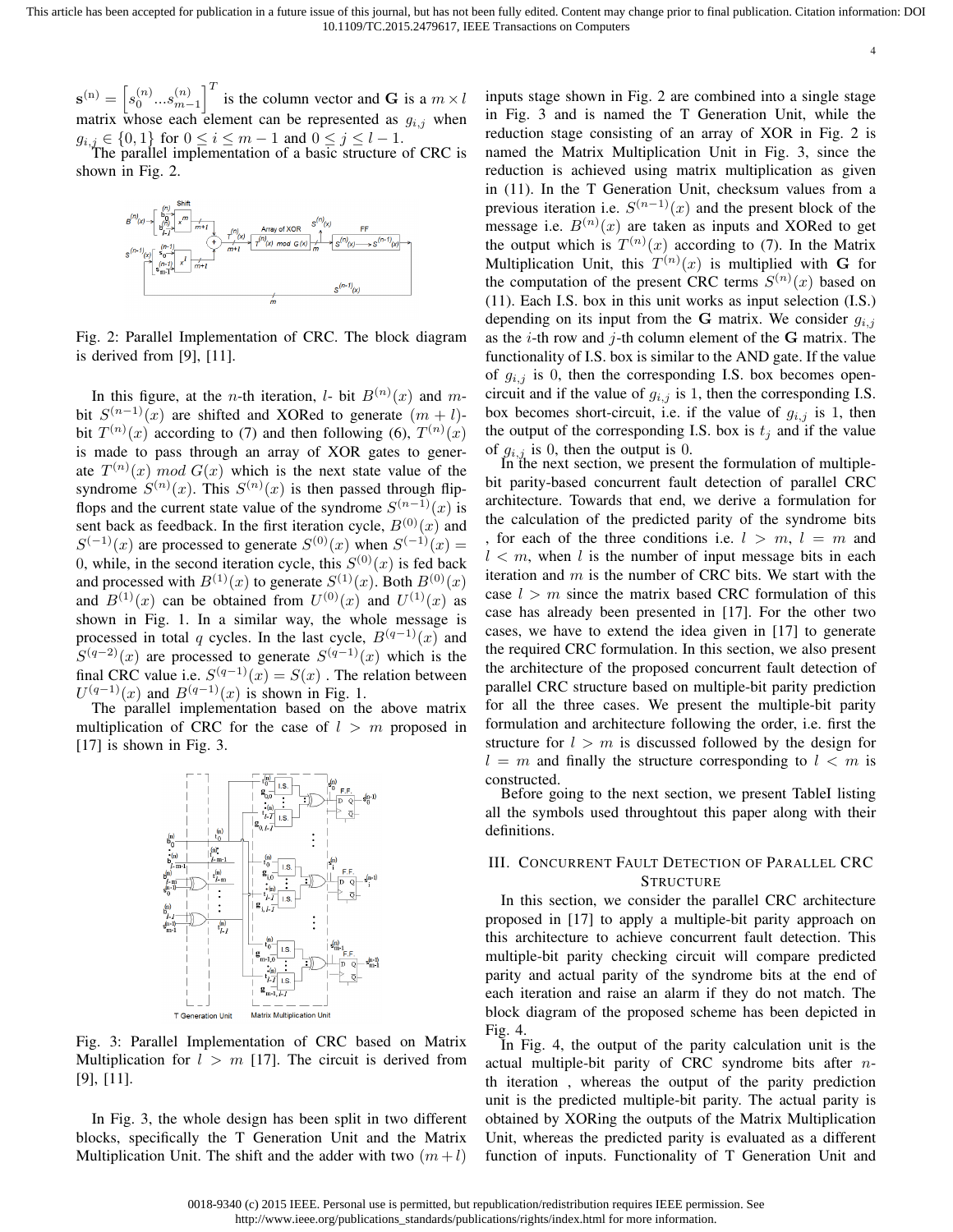$\mathbf{s}^{(n)} = \left[s_0^{(n)} ... s_{m-1}^{(n)}\right]^T$ is the column vector and $\mathbf{G}$ is a $m \times l$ matrix whose each element can be represented as $g_{i,j}$ when $g_{i,j} \in \{0, 1\}$ for $0 \le i \le m-1$ and $0 \le j \le l-1$.

The parallel implementation of a basic structure of CRC is shown in Fig. 2.

Fig. 2: Parallel Implementation of CRC. The block diagram is derived from [9], [11].

In this figure, at the $n$-th iteration, $l$- bit $B^{(n)}(x)$ and $m$-bit $S^{(n-1)}(x)$ are shifted and XORed to generate $(m + l)$-bit $T^{(n)}(x)$ according to (7) and then following (6), $T^{(n)}(x)$ is made to pass through an array of XOR gates to generate $T^{(n)}(x)\ mod\ G(x)$ which is the next state value of the syndrome $S^{(n)}(x)$. This $S^{(n)}(x)$ is then passed through flip-flops and the current state value of the syndrome $S^{(n-1)}(x)$ is sent back as feedback. In the first iteration cycle, $B^{(0)}(x)$ and $S^{(-1)}(x)$ are processed to generate $S^{(0)}(x)$ when $S^{(-1)}(x) = 0$, while, in the second iteration cycle, this $S^{(0)}(x)$ is fed back and processed with $B^{(1)}(x)$ to generate $S^{(1)}(x)$. Both $B^{(0)}(x)$ and $B^{(1)}(x)$ can be obtained from $U^{(0)}(x)$ and $U^{(1)}(x)$ as shown in Fig. 1. In a similar way, the whole message is processed in total $q$ cycles. In the last cycle, $B^{(q-1)}(x)$ and $S^{(q-2)}(x)$ are processed to generate $S^{(q-1)}(x)$ which is the final CRC value i.e. $S^{(q-1)}(x) = S(x)$ . The relation between $U^{(q-1)}(x)$ and $B^{(q-1)}(x)$ is shown in Fig. 1.

The parallel implementation based on the above matrix multiplication of CRC for the case of $l > m$ proposed in [17] is shown in Fig. 3.

Fig. 3: Parallel Implementation of CRC based on Matrix Multiplication for $l > m$ [17]. The circuit is derived from [9], [11].

In Fig. 3, the whole design has been split in two different blocks, specifically the T Generation Unit and the Matrix Multiplication Unit. The shift and the adder with two $(m+l)$ inputs stage shown in Fig. 2 are combined into a single stage in Fig. 3 and is named the T Generation Unit, while the reduction stage consisting of an array of XOR in Fig. 2 is named the Matrix Multiplication Unit in Fig. 3, since the reduction is achieved using matrix multiplication as given in (11). In the T Generation Unit, checksum values from a previous iteration i.e. $S^{(n-1)}(x)$ and the present block of the message i.e. $B^{(n)}(x)$ are taken as inputs and XORed to get the output which is $T^{(n)}(x)$ according to (7). In the Matrix Multiplication Unit, this $T^{(n)}(x)$ is multiplied with $\mathbf{G}$ for the computation of the present CRC terms $S^{(n)}(x)$ based on (11). Each I.S. box in this unit works as input selection (I.S.) depending on its input from the $\mathbf{G}$ matrix. We consider $g_{i,j}$ as the $i$-th row and $j$-th column element of the $\mathbf{G}$ matrix. The functionality of I.S. box is similar to the AND gate. If the value of $g_{i,j}$ is 0, then the corresponding I.S. box becomes open-circuit and if the value of $g_{i,j}$ is 1, then the corresponding I.S. box becomes short-circuit, i.e. if the value of $g_{i,j}$ is 1, then the output of the corresponding I.S. box is $t_j$ and if the value of $g_{i,j}$ is 0, then the output is 0.

In the next section, we present the formulation of multiple-bit parity-based concurrent fault detection of parallel CRC architecture. Towards that end, we derive a formulation for the calculation of the predicted parity of the syndrome bits , for each of the three conditions i.e. $l > m$, $l = m$ and $l < m$, when $l$ is the number of input message bits in each iteration and $m$ is the number of CRC bits. We start with the case $l > m$ since the matrix based CRC formulation of this case has already been presented in [17]. For the other two cases, we have to extend the idea given in [17] to generate the required CRC formulation. In this section, we also present the architecture of the proposed concurrent fault detection of parallel CRC structure based on multiple-bit parity prediction for all the three cases. We present the multiple-bit parity formulation and architecture following the order, i.e. first the structure for $l > m$ is discussed followed by the design for $l = m$ and finally the structure corresponding to $l < m$ is constructed.

Before going to the next section, we present TableI listing all the symbols used throughtout this paper along with their definitions.

## III. Concurrent Fault Detection of Parallel CRC Structure

In this section, we consider the parallel CRC architecture proposed in [17] to apply a multiple-bit parity approach on this architecture to achieve concurrent fault detection. This multiple-bit parity checking circuit will compare predicted parity and actual parity of the syndrome bits at the end of each iteration and raise an alarm if they do not match. The block diagram of the proposed scheme has been depicted in Fig. 4.

In Fig. 4, the output of the parity calculation unit is the actual multiple-bit parity of CRC syndrome bits after $n$-th iteration , whereas the output of the parity prediction unit is the predicted multiple-bit parity. The actual parity is obtained by XORing the outputs of the Matrix Multiplication Unit, whereas the predicted parity is evaluated as a different function of inputs. Functionality of T Generation Unit and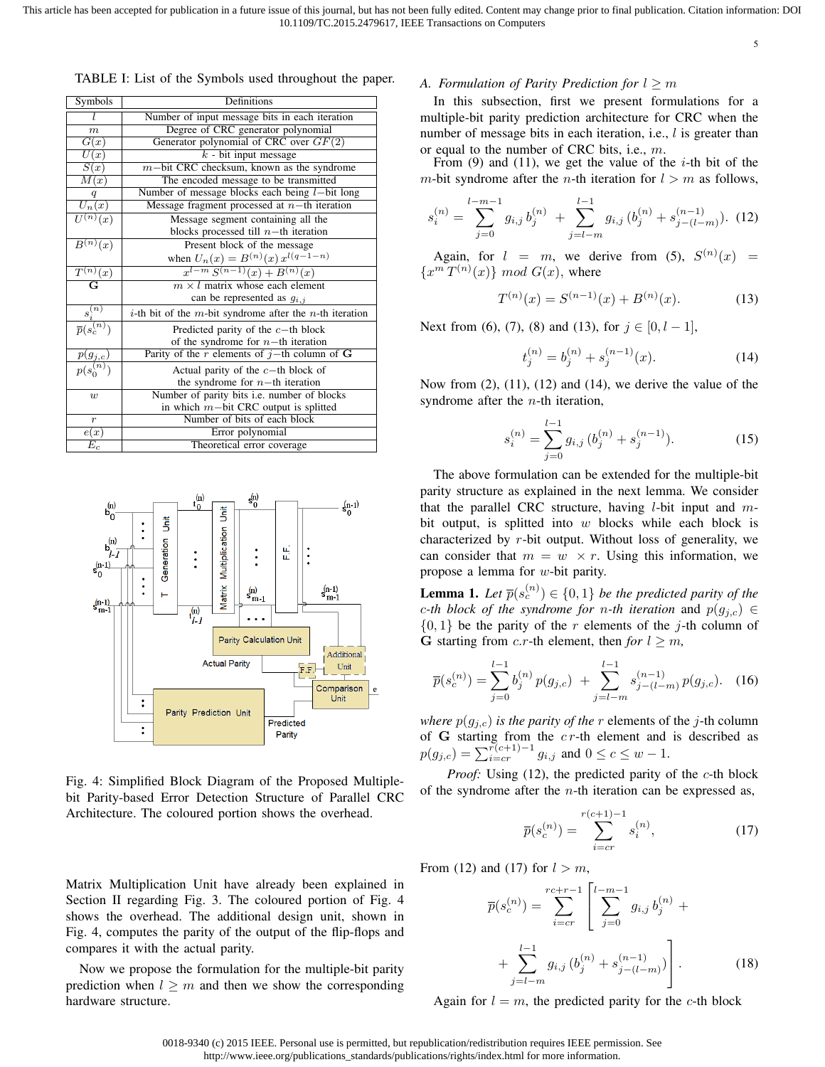TABLE I: List of the Symbols used throughout the paper.

| Symbols | Definitions |
|---|---|
| $l$ | Number of input message bits in each iteration |
| $m$ | Degree of CRC generator polynomial |
| $G(x)$ | Generator polynomial of CRC over $GF(2)$ |
| $U(x)$ | $k$ - bit input message |
| $S(x)$ | $m-$bit CRC checksum, known as the syndrome |
| $M(x)$ | The encoded message to be transmitted |
| $q$ | Number of message blocks each being $l-$bit long |
| $U_n(x)$ | Message fragment processed at $n-$th iteration |
| $U^{(n)}(x)$ | Message segment containing all the blocks processed till $n-$th iteration |
| $B^{(n)}(x)$ | Present block of the message when $U_n(x) = B^{(n)}(x)\, x^{l(q-1-n)}$ |
| $T^{(n)}(x)$ | $x^{l-m}\, S^{(n-1)}(x) + B^{(n)}(x)$ |
| $\mathbf{G}$ | $m \times l$ matrix whose each element can be represented as $g_{i,j}$ |
| $s_i^{(n)}$ | $i$-th bit of the $m$-bit syndrome after the $n$-th iteration |
| $\overline{p}(s_c^{(n)})$ | Predicted parity of the $c-$th block of the syndrome for $n-$th iteration |
| $p(g_{j,c})$ | Parity of the $r$ elements of $j-$th column of $\mathbf{G}$ |
| $p(s_0^{(n)})$ | Actual parity of the $c-$th block of the syndrome for $n-$th iteration |
| $w$ | Number of parity bits i.e. number of blocks in which $m-$bit CRC output is splitted |
| $r$ | Number of bits of each block |
| $e(x)$ | Error polynomial |
| $E_c$ | Theoretical error coverage |

Fig. 4: Simplified Block Diagram of the Proposed Multiple-bit Parity-based Error Detection Structure of Parallel CRC Architecture. The coloured portion shows the overhead.

Matrix Multiplication Unit have already been explained in Section II regarding Fig. 3. The coloured portion of Fig. 4 shows the overhead. The additional design unit, shown in Fig. 4, computes the parity of the output of the flip-flops and compares it with the actual parity.

Now we propose the formulation for the multiple-bit parity prediction when $l \geq m$ and then we show the corresponding hardware structure.

### A. Formulation of Parity Prediction for $l \geq m$

In this subsection, first we present formulations for a multiple-bit parity prediction architecture for CRC when the number of message bits in each iteration, i.e., $l$ is greater than or equal to the number of CRC bits, i.e., $m$.

From (9) and (11), we get the value of the $i$-th bit of the $m$-bit syndrome after the $n$-th iteration for $l > m$ as follows,

$$s_i^{(n)} = \sum_{j=0}^{l-m-1} g_{i,j}\, b_j^{(n)} + \sum_{j=l-m}^{l-1} g_{i,j}\, (b_j^{(n)} + s_{j-(l-m)}^{(n-1)}). \quad (12)$$

Again, for $l = m$, we derive from (5), $S^{(n)}(x) = \{x^m\, T^{(n)}(x)\}\ mod\ G(x)$, where

$$T^{(n)}(x) = S^{(n-1)}(x) + B^{(n)}(x). \quad (13)$$

Next from (6), (7), (8) and (13), for $j \in [0, l-1]$,

$$t_j^{(n)} = b_j^{(n)} + s_j^{(n-1)}(x). \quad (14)$$

Now from (2), (11), (12) and (14), we derive the value of the syndrome after the $n$-th iteration,

$$s_i^{(n)} = \sum_{j=0}^{l-1} g_{i,j}\, (b_j^{(n)} + s_j^{(n-1)}). \quad (15)$$

The above formulation can be extended for the multiple-bit parity structure as explained in the next lemma. We consider that the parallel CRC structure, having $l$-bit input and $m$-bit output, is splitted into $w$ blocks while each block is characterized by $r$-bit output. Without loss of generality, we can consider that $m = w \times r$. Using this information, we propose a lemma for $w$-bit parity.

**Lemma 1.** *Let $\overline{p}(s_c^{(n)}) \in \{0, 1\}$ be the predicted parity of the $c$-th block of the syndrome for $n$-th iteration* and $p(g_{j,c}) \in \{0, 1\}$ be the parity of the $r$ elements of the $j$-th column of $\mathbf{G}$ starting from $c.r$-th element, *for $l \geq m$,*

$$\overline{p}(s_c^{(n)}) = \sum_{j=0}^{l-1} b_j^{(n)}\, p(g_{j,c}) + \sum_{j=l-m}^{l-1} s_{j-(l-m)}^{(n-1)}\, p(g_{j,c}). \quad (16)$$

*where $p(g_{j,c})$ is the parity of the* $r$ elements of the $j$-th column of $\mathbf{G}$ starting from the $c\,r$-th element and is described as $p(g_{j,c}) = \sum_{i=cr}^{r(c+1)-1} g_{i,j}$ and $0 \leq c \leq w-1$.

*Proof:* Using (12), the predicted parity of the $c$-th block of the syndrome after the $n$-th iteration can be expressed as,

$$\overline{p}(s_c^{(n)}) = \sum_{i=cr}^{r(c+1)-1} s_i^{(n)}, \quad (17)$$

From (12) and (17) for $l > m$,

$$\overline{p}(s_c^{(n)}) = \sum_{i=cr}^{rc+r-1} \left[ \sum_{j=0}^{l-m-1} g_{i,j}\, b_j^{(n)} + \right.$$

$$\left. + \sum_{j=l-m}^{l-1} g_{i,j}\, (b_j^{(n)} + s_{j-(l-m)}^{(n-1)}) \right]. \quad (18)$$

Again for $l = m$, the predicted parity for the $c$-th block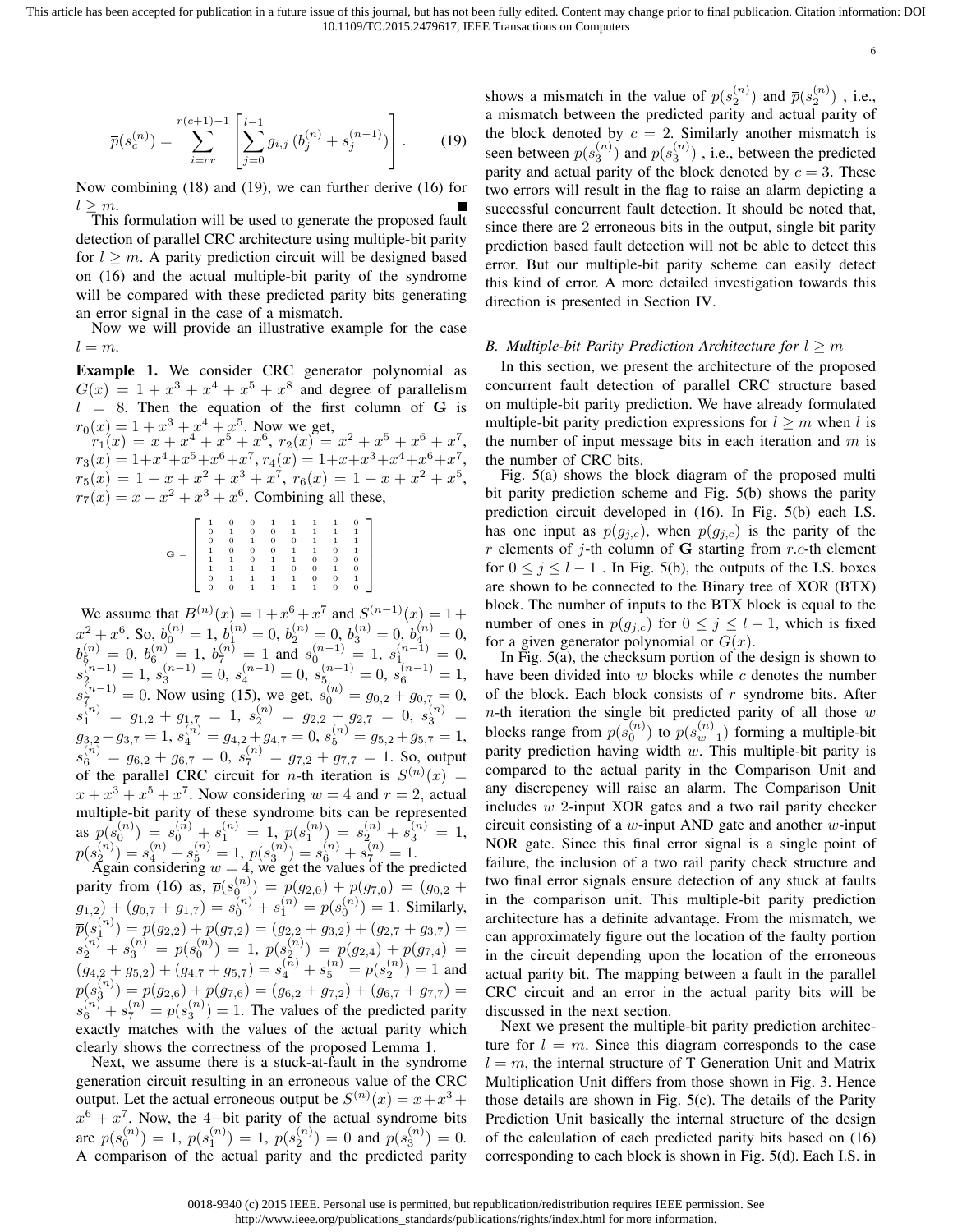$$\overline{p}(s_c^{(n)}) = \sum_{i=cr}^{r(c+1)-1} \left[ \sum_{j=0}^{l-1} g_{i,j} \left(b_j^{(n)} + s_j^{(n-1)}\right) \right]. \tag{19}$$

Now combining (18) and (19), we can further derive (16) for $l \geq m$. ■

This formulation will be used to generate the proposed fault detection of parallel CRC architecture using multiple-bit parity for $l \geq m$. A parity prediction circuit will be designed based on (16) and the actual multiple-bit parity of the syndrome will be compared with these predicted parity bits generating an error signal in the case of a mismatch.

Now we will provide an illustrative example for the case $l = m$.

**Example 1.** We consider CRC generator polynomial as $G(x) = 1 + x^3 + x^4 + x^5 + x^8$ and degree of parallelism $l = 8$. Then the equation of the first column of $\mathbf{G}$ is $r_0(x) = 1 + x^3 + x^4 + x^5$. Now we get,
$r_1(x) = x + x^4 + x^5 + x^6$, $r_2(x) = x^2 + x^5 + x^6 + x^7$, $r_3(x) = 1+x^4+x^5+x^6+x^7$, $r_4(x) = 1+x+x^3+x^4+x^6+x^7$, $r_5(x) = 1 + x + x^2 + x^3 + x^7$, $r_6(x) = 1 + x + x^2 + x^5$, $r_7(x) = x + x^2 + x^3 + x^6$. Combining all these,

$$\mathbf{G} = \begin{bmatrix} 1 & 0 & 0 & 1 & 1 & 1 & 1 & 0 \\ 0 & 1 & 0 & 0 & 1 & 1 & 1 & 1 \\ 0 & 0 & 1 & 0 & 0 & 1 & 1 & 1 \\ 1 & 0 & 0 & 0 & 1 & 1 & 0 & 1 \\ 1 & 1 & 0 & 1 & 1 & 0 & 0 & 0 \\ 1 & 1 & 1 & 1 & 0 & 0 & 1 & 0 \\ 0 & 1 & 1 & 1 & 1 & 0 & 0 & 1 \\ 0 & 0 & 1 & 1 & 1 & 1 & 0 & 0 \end{bmatrix}$$

We assume that $B^{(n)}(x) = 1+x^6+x^7$ and $S^{(n-1)}(x) = 1+x^2+x^6$. So, $b_0^{(n)} = 1$, $b_1^{(n)} = 0$, $b_2^{(n)} = 0$, $b_3^{(n)} = 0$, $b_4^{(n)} = 0$, $b_5^{(n)} = 0$, $b_6^{(n)} = 1$, $b_7^{(n)} = 1$ and $s_0^{(n-1)} = 1$, $s_1^{(n-1)} = 0$, $s_2^{(n-1)} = 1$, $s_3^{(n-1)} = 0$, $s_4^{(n-1)} = 0$, $s_5^{(n-1)} = 0$, $s_6^{(n-1)} = 1$, $s_7^{(n-1)} = 0$. Now using (15), we get, $s_0^{(n)} = g_{0,2} + g_{0,7} = 0$, $s_1^{(n)} = g_{1,2} + g_{1,7} = 1$, $s_2^{(n)} = g_{2,2} + g_{2,7} = 0$, $s_3^{(n)} = g_{3,2}+g_{3,7} = 1$, $s_4^{(n)} = g_{4,2}+g_{4,7} = 0$, $s_5^{(n)} = g_{5,2}+g_{5,7} = 1$, $s_6^{(n)} = g_{6,2} + g_{6,7} = 0$, $s_7^{(n)} = g_{7,2} + g_{7,7} = 1$. So, output of the parallel CRC circuit for $n$-th iteration is $S^{(n)}(x) = x + x^3 + x^5 + x^7$. Now considering $w = 4$ and $r = 2$, actual multiple-bit parity of these syndrome bits can be represented as $p(s_0^{(n)}) = s_0^{(n)} + s_1^{(n)} = 1$, $p(s_1^{(n)}) = s_2^{(n)} + s_3^{(n)} = 1$, $p(s_2^{(n)}) = s_4^{(n)} + s_5^{(n)} = 1$, $p(s_3^{(n)}) = s_6^{(n)} + s_7^{(n)} = 1$.

Again considering $w = 4$, we get the values of the predicted parity from (16) as, $\overline{p}(s_0^{(n)}) = p(g_{2,0}) + p(g_{7,0}) = (g_{0,2} + g_{1,2}) + (g_{0,7} + g_{1,7}) = s_0^{(n)} + s_1^{(n)} = p(s_0^{(n)}) = 1$. Similarly, $\overline{p}(s_1^{(n)}) = p(g_{2,2}) + p(g_{7,2}) = (g_{2,2} + g_{3,2}) + (g_{2,7} + g_{3,7}) = s_2^{(n)} + s_3^{(n)} = p(s_0^{(n)}) = 1$, $\overline{p}(s_2^{(n)}) = p(g_{2,4}) + p(g_{7,4}) = (g_{4,2} + g_{5,2}) + (g_{4,7} + g_{5,7}) = s_4^{(n)} + s_5^{(n)} = p(s_2^{(n)}) = 1$ and $\overline{p}(s_3^{(n)}) = p(g_{2,6}) + p(g_{7,6}) = (g_{6,2} + g_{7,2}) + (g_{6,7} + g_{7,7}) = s_6^{(n)} + s_7^{(n)} = p(s_3^{(n)}) = 1$. The values of the predicted parity exactly matches with the values of the actual parity which clearly shows the correctness of the proposed Lemma 1.

Next, we assume there is a stuck-at-fault in the syndrome generation circuit resulting in an erroneous value of the CRC output. Let the actual erroneous output be $S^{(n)}(x) = x + x^3 + x^6 + x^7$. Now, the 4−bit parity of the actual syndrome bits are $p(s_0^{(n)}) = 1$, $p(s_1^{(n)}) = 1$, $p(s_2^{(n)}) = 0$ and $p(s_3^{(n)}) = 0$. A comparison of the actual parity and the predicted parity shows a mismatch in the value of $p(s_2^{(n)})$ and $\overline{p}(s_2^{(n)})$ , i.e., a mismatch between the predicted parity and actual parity of the block denoted by $c = 2$. Similarly another mismatch is seen between $p(s_3^{(n)})$ and $\overline{p}(s_3^{(n)})$ , i.e., between the predicted parity and actual parity of the block denoted by $c = 3$. These two errors will result in the flag to raise an alarm depicting a successful concurrent fault detection. It should be noted that, since there are 2 erroneous bits in the output, single bit parity prediction based fault detection will not be able to detect this error. But our multiple-bit parity scheme can easily detect this kind of error. A more detailed investigation towards this direction is presented in Section IV.

### B. Multiple-bit Parity Prediction Architecture for $l \geq m$

In this section, we present the architecture of the proposed concurrent fault detection of parallel CRC structure based on multiple-bit parity prediction. We have already formulated multiple-bit parity prediction expressions for $l \geq m$ when $l$ is the number of input message bits in each iteration and $m$ is the number of CRC bits.

Fig. 5(a) shows the block diagram of the proposed multi bit parity prediction scheme and Fig. 5(b) shows the parity prediction circuit developed in (16). In Fig. 5(b) each I.S. has one input as $p(g_{j,c})$, when $p(g_{j,c})$ is the parity of the $r$ elements of $j$-th column of $\mathbf{G}$ starting from $r.c$-th element for $0 \leq j \leq l-1$ . In Fig. 5(b), the outputs of the I.S. boxes are shown to be connected to the Binary tree of XOR (BTX) block. The number of inputs to the BTX block is equal to the number of ones in $p(g_{j,c})$ for $0 \leq j \leq l-1$, which is fixed for a given generator polynomial or $G(x)$.

In Fig. 5(a), the checksum portion of the design is shown to have been divided into $w$ blocks while $c$ denotes the number of the block. Each block consists of $r$ syndrome bits. After $n$-th iteration the single bit predicted parity of all those $w$ blocks range from $\overline{p}(s_0^{(n)})$ to $\overline{p}(s_{w-1}^{(n)})$ forming a multiple-bit parity prediction having width $w$. This multiple-bit parity is compared to the actual parity in the Comparison Unit and any discrepency will raise an alarm. The Comparison Unit includes $w$ 2-input XOR gates and a two rail parity checker circuit consisting of a $w$-input AND gate and another $w$-input NOR gate. Since this final error signal is a single point of failure, the inclusion of a two rail parity check structure and two final error signals ensure detection of any stuck at faults in the comparison unit. This multiple-bit parity prediction architecture has a definite advantage. From the mismatch, we can approximately figure out the location of the faulty portion in the circuit depending upon the location of the erroneous actual parity bit. The mapping between a fault in the parallel CRC circuit and an error in the actual parity bits will be discussed in the next section.

Next we present the multiple-bit parity prediction architecture for $l = m$. Since this diagram corresponds to the case $l = m$, the internal structure of T Generation Unit and Matrix Multiplication Unit differs from those shown in Fig. 3. Hence those details are shown in Fig. 5(c). The details of the Parity Prediction Unit basically the internal structure of the design of the calculation of each predicted parity bits based on (16) corresponding to each block is shown in Fig. 5(d). Each I.S. in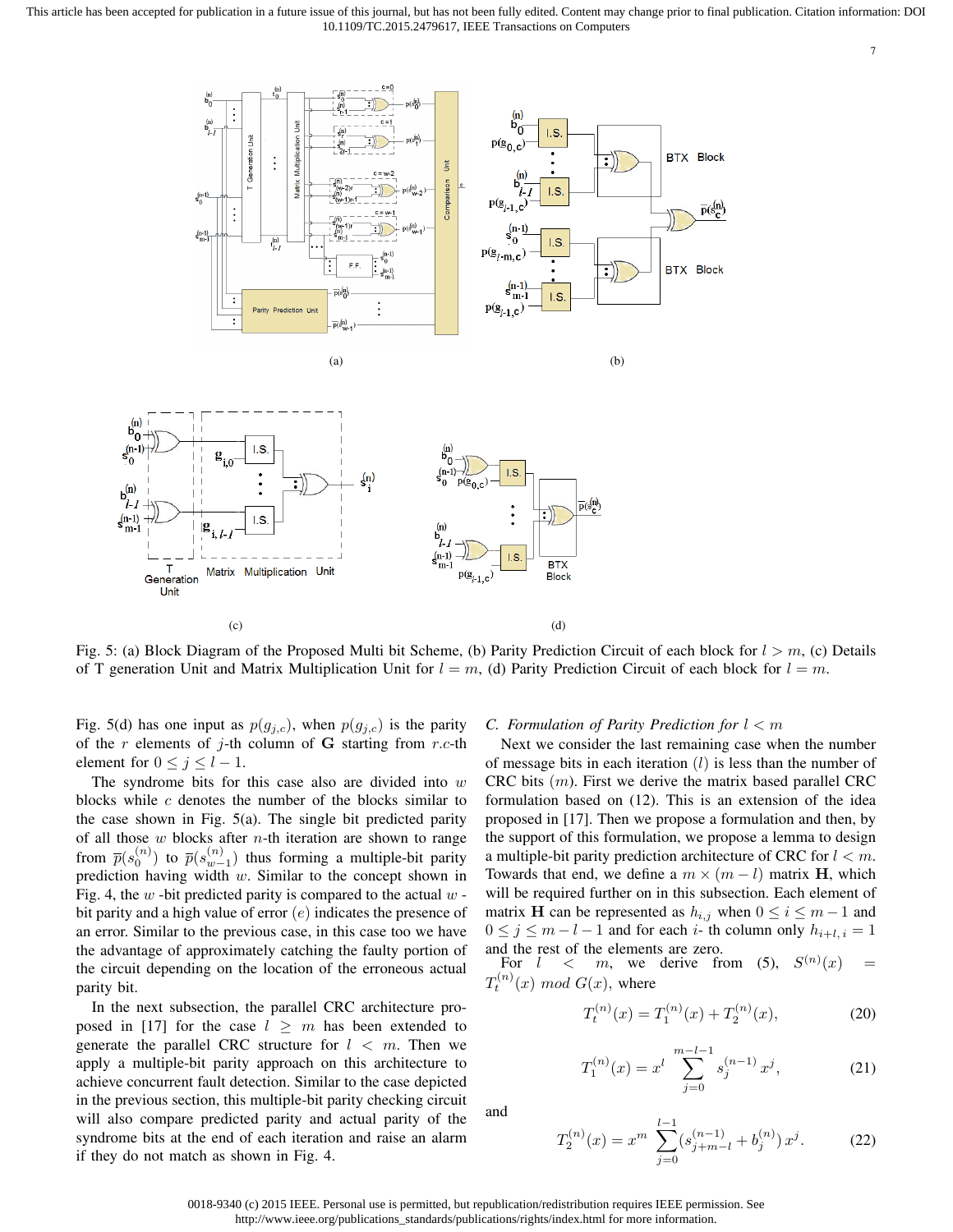Fig. 5: (a) Block Diagram of the Proposed Multi bit Scheme, (b) Parity Prediction Circuit of each block for $l > m$, (c) Details of T generation Unit and Matrix Multiplication Unit for $l = m$, (d) Parity Prediction Circuit of each block for $l = m$.

Fig. 5(d) has one input as $p(g_{j,c})$, when $p(g_{j,c})$ is the parity of the $r$ elements of $j$-th column of $\mathbf{G}$ starting from $r.c$-th element for $0 \le j \le l-1$.

The syndrome bits for this case also are divided into $w$ blocks while $c$ denotes the number of the blocks similar to the case shown in Fig. 5(a). The single bit predicted parity of all those $w$ blocks after $n$-th iteration are shown to range from $\overline{p}(s_0^{(n)})$ to $\overline{p}(s_{w-1}^{(n)})$ thus forming a multiple-bit parity prediction having width $w$. Similar to the concept shown in Fig. 4, the $w$ -bit predicted parity is compared to the actual $w$ -bit parity and a high value of error $(e)$ indicates the presence of an error. Similar to the previous case, in this case too we have the advantage of approximately catching the faulty portion of the circuit depending on the location of the erroneous actual parity bit.

In the next subsection, the parallel CRC architecture proposed in [17] for the case $l \ge m$ has been extended to generate the parallel CRC structure for $l < m$. Then we apply a multiple-bit parity approach on this architecture to achieve concurrent fault detection. Similar to the case depicted in the previous section, this multiple-bit parity checking circuit will also compare predicted parity and actual parity of the syndrome bits at the end of each iteration and raise an alarm if they do not match as shown in Fig. 4.

### C. Formulation of Parity Prediction for $l < m$

Next we consider the last remaining case when the number of message bits in each iteration $(l)$ is less than the number of CRC bits $(m)$. First we derive the matrix based parallel CRC formulation based on (12). This is an extension of the idea proposed in [17]. Then we propose a formulation and then, by the support of this formulation, we propose a lemma to design a multiple-bit parity prediction architecture of CRC for $l < m$. Towards that end, we define a $m \times (m-l)$ matrix $\mathbf{H}$, which will be required further on in this subsection. Each element of matrix $\mathbf{H}$ can be represented as $h_{i,j}$ when $0 \le i \le m-1$ and $0 \le j \le m-l-1$ and for each $i$- th column only $h_{i+l,\,i} = 1$ and the rest of the elements are zero.

For $l < m$, we derive from (5), $S^{(n)}(x) = T_t^{(n)}(x) \; mod \; G(x)$, where

$$T_t^{(n)}(x) = T_1^{(n)}(x) + T_2^{(n)}(x), \tag{20}$$

$$T_1^{(n)}(x) = x^l \sum_{j=0}^{m-l-1} s_j^{(n-1)} x^j, \tag{21}$$

and

$$T_2^{(n)}(x) = x^m \sum_{j=0}^{l-1} (s_{j+m-l}^{(n-1)} + b_j^{(n)})\, x^j. \tag{22}$$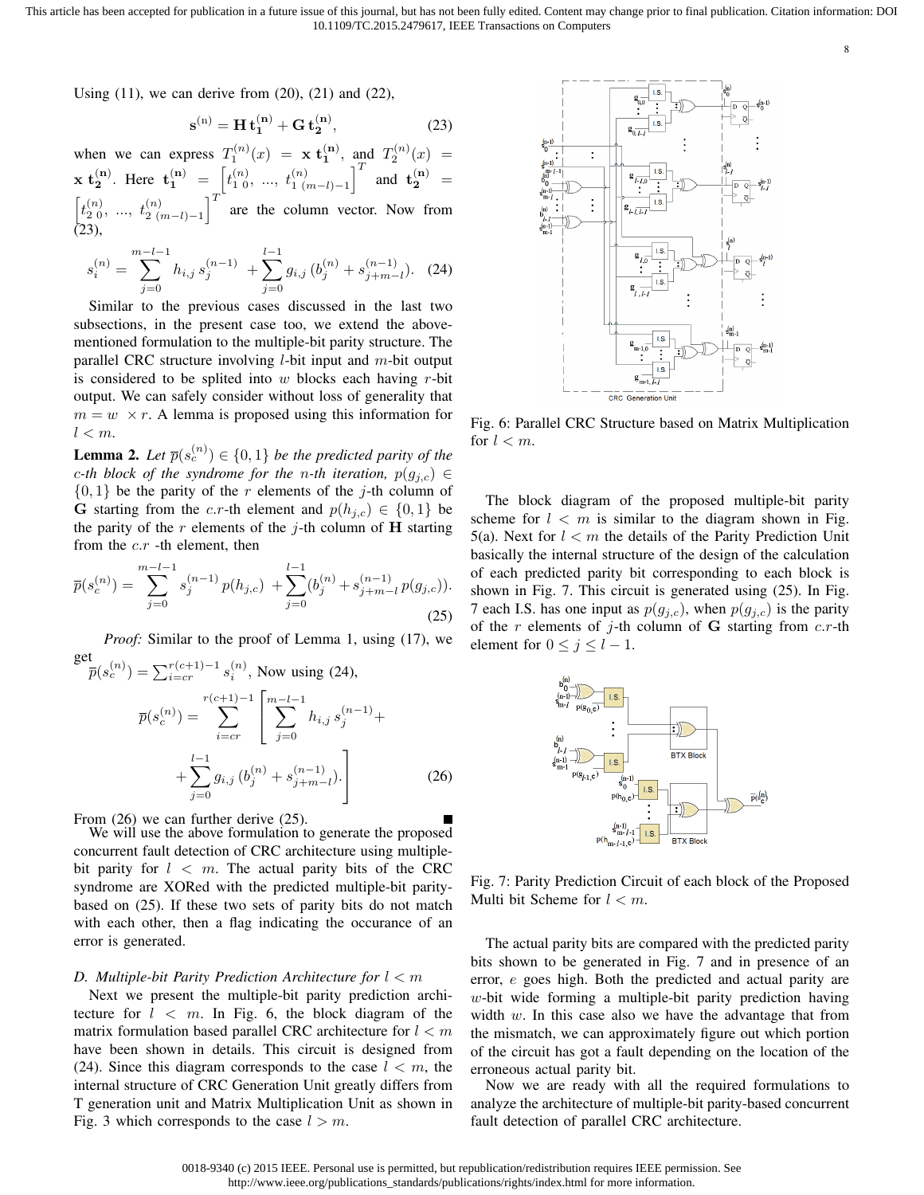Using (11), we can derive from (20), (21) and (22),

$$\mathbf{s}^{(n)} = \mathbf{H}\,\mathbf{t_1^{(n)}} + \mathbf{G}\,\mathbf{t_2^{(n)}}, \tag{23}$$

when we can express $T_1^{(n)}(x) = \mathbf{x}\,\mathbf{t_1^{(n)}}$, and $T_2^{(n)}(x) = \mathbf{x}\,\mathbf{t_2^{(n)}}$. Here $\mathbf{t_1^{(n)}} = \left[t_{1\,0}^{(n)},\ \ldots,\ t_{1\,(m-l)-1}^{(n)}\right]^T$ and $\mathbf{t_2^{(n)}} = \left[t_{2\,0}^{(n)},\ \ldots,\ t_{2\,(m-l)-1}^{(n)}\right]^T$ are the column vector. Now from (23),

$$s_i^{(n)} = \sum_{j=0}^{m-l-1} h_{i,j}\, s_j^{(n-1)} + \sum_{j=0}^{l-1} g_{i,j}\,(b_j^{(n)} + s_{j+m-l}^{(n-1)}). \tag{24}$$

Similar to the previous cases discussed in the last two subsections, in the present case too, we extend the above-mentioned formulation to the multiple-bit parity structure. The parallel CRC structure involving $l$-bit input and $m$-bit output is considered to be splited into $w$ blocks each having $r$-bit output. We can safely consider without loss of generality that $m = w \times r$. A lemma is proposed using this information for $l < m$.

**Lemma 2.** *Let $\overline{p}(s_c^{(n)}) \in \{0,1\}$ be the predicted parity of the c-th block of the syndrome for the n-th iteration,* $p(g_{j,c}) \in \{0,1\}$ be the parity of the $r$ elements of the $j$-th column of $\mathbf{G}$ starting from the $c.r$-th element and $p(h_{j,c}) \in \{0,1\}$ be the parity of the $r$ elements of the $j$-th column of $\mathbf{H}$ starting from the $c.r$ -th element, then

$$\overline{p}(s_c^{(n)}) = \sum_{j=0}^{m-l-1} s_j^{(n-1)}\, p(h_{j,c}) + \sum_{j=0}^{l-1}(b_j^{(n)} + s_{j+m-l}^{(n-1)}\, p(g_{j,c})). \tag{25}$$

*Proof:* Similar to the proof of Lemma 1, using (17), we get $\overline{p}(s_c^{(n)}) = \sum_{i=cr}^{r(c+1)-1} s_i^{(n)}$, Now using (24),

$$\overline{p}(s_c^{(n)}) = \sum_{i=cr}^{r(c+1)-1} \left[ \sum_{j=0}^{m-l-1} h_{i,j}\, s_j^{(n-1)} + \sum_{j=0}^{l-1} g_{i,j}\,(b_j^{(n)} + s_{j+m-l}^{(n-1)}). \right] \tag{26}$$

From (26) we can further derive (25). ∎

We will use the above formulation to generate the proposed concurrent fault detection of CRC architecture using multiple-bit parity for $l < m$. The actual parity bits of the CRC syndrome are XORed with the predicted multiple-bit parity-based on (25). If these two sets of parity bits do not match with each other, then a flag indicating the occurance of an error is generated.

### D. Multiple-bit Parity Prediction Architecture for $l < m$

Next we present the multiple-bit parity prediction architecture for $l < m$. In Fig. 6, the block diagram of the matrix formulation based parallel CRC architecture for $l < m$ have been shown in details. This circuit is designed from (24). Since this diagram corresponds to the case $l < m$, the internal structure of CRC Generation Unit greatly differs from T generation unit and Matrix Multiplication Unit as shown in Fig. 3 which corresponds to the case $l > m$.

Fig. 6: Parallel CRC Structure based on Matrix Multiplication for $l < m$.

The block diagram of the proposed multiple-bit parity scheme for $l < m$ is similar to the diagram shown in Fig. 5(a). Next for $l < m$ the details of the Parity Prediction Unit basically the internal structure of the design of the calculation of each predicted parity bit corresponding to each block is shown in Fig. 7. This circuit is generated using (25). In Fig. 7 each I.S. has one input as $p(g_{j,c})$, when $p(g_{j,c})$ is the parity of the $r$ elements of $j$-th column of $\mathbf{G}$ starting from $c.r$-th element for $0 \le j \le l-1$.

Fig. 7: Parity Prediction Circuit of each block of the Proposed Multi bit Scheme for $l < m$.

The actual parity bits are compared with the predicted parity bits shown to be generated in Fig. 7 and in presence of an error, $e$ goes high. Both the predicted and actual parity are $w$-bit wide forming a multiple-bit parity prediction having width $w$. In this case also we have the advantage that from the mismatch, we can approximately figure out which portion of the circuit has got a fault depending on the location of the erroneous actual parity bit.

Now we are ready with all the required formulations to analyze the architecture of multiple-bit parity-based concurrent fault detection of parallel CRC architecture.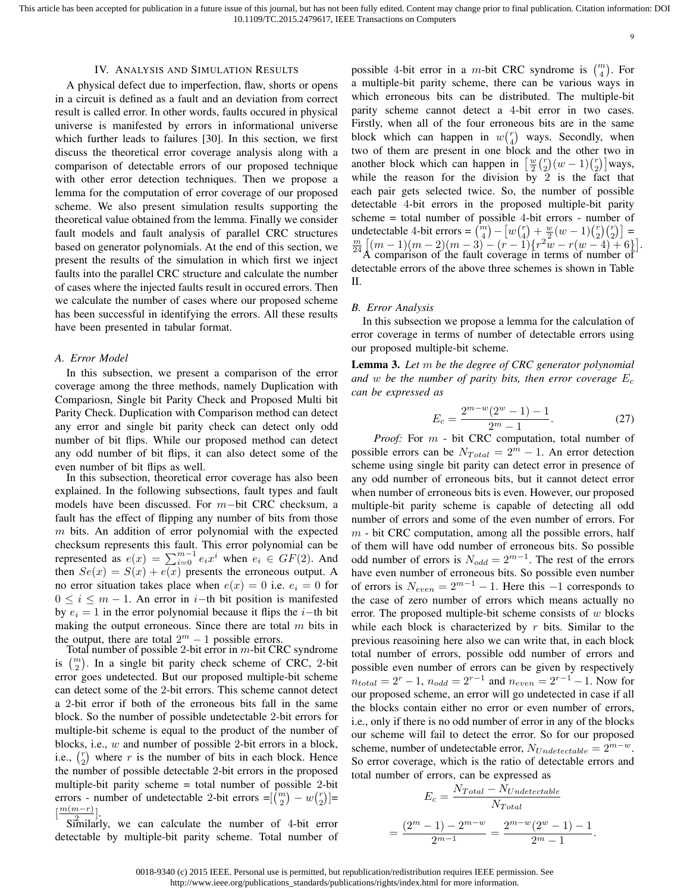## IV. Analysis and Simulation Results

A physical defect due to imperfection, flaw, shorts or opens in a circuit is defined as a fault and an deviation from correct result is called error. In other words, faults occured in physical universe is manifested by errors in informational universe which further leads to failures [30]. In this section, we first discuss the theoretical error coverage analysis along with a comparison of detectable errors of our proposed technique with other error detection techniques. Then we propose a lemma for the computation of error coverage of our proposed scheme. We also present simulation results supporting the theoretical value obtained from the lemma. Finally we consider fault models and fault analysis of parallel CRC structures based on generator polynomials. At the end of this section, we present the results of the simulation in which first we inject faults into the parallel CRC structure and calculate the number of cases where the injected faults result in occured errors. Then we calculate the number of cases where our proposed scheme has been successful in identifying the errors. All these results have been presented in tabular format.

### A. Error Model

In this subsection, we present a comparison of the error coverage among the three methods, namely Duplication with Compariosn, Single Bit Parity Check and Proposed Multi bit Parity Check. Duplication with Comparison method can detect any error and single bit parity check can detect only odd number of bit flips. While our proposed method can detect any odd number of bit flips, it can also detect some of the even number of bit flips as well.

In this subsection, theoretical error coverage has also been explained. In the following subsections, fault types and fault models have been discussed. For $m-$bit CRC checksum, a fault has the effect of flipping any number of bits from those $m$ bits. An addition of error polynomial with the expected checksum represents this fault. This error polynomial can be represented as $e(x) = \sum_{i=0}^{m-1} e_i x^i$ when $e_i \in GF(2)$. And then $Se(x) = S(x) + e(x)$ presents the erroneous output. A no error situation takes place when $e(x) = 0$ i.e. $e_i = 0$ for $0 \leq i \leq m-1$. An error in $i-$th bit position is manifested by $e_i = 1$ in the error polynomial because it flips the $i-$th bit making the output erroneous. Since there are total $m$ bits in the output, there are total $2^m - 1$ possible errors.

Total number of possible 2-bit error in $m$-bit CRC syndrome is $\binom{m}{2}$. In a single bit parity check scheme of CRC, 2-bit error goes undetected. But our proposed multiple-bit scheme can detect some of the 2-bit errors. This scheme cannot detect a 2-bit error if both of the erroneous bits fall in the same block. So the number of possible undetectable 2-bit errors for multiple-bit scheme is equal to the product of the number of blocks, i.e., $w$ and number of possible 2-bit errors in a block, i.e., $\binom{r}{2}$ where $r$ is the number of bits in each block. Hence the number of possible detectable 2-bit errors in the proposed multiple-bit parity scheme = total number of possible 2-bit errors - number of undetectable 2-bit errors $=[\binom{m}{2} - w\binom{r}{2}]= [\frac{m(m-r)}{2}]$.

Similarly, we can calculate the number of 4-bit error detectable by multiple-bit parity scheme. Total number of possible 4-bit error in a $m$-bit CRC syndrome is $\binom{m}{4}$. For a multiple-bit parity scheme, there can be various ways in which erroneous bits can be distributed. The multiple-bit parity scheme cannot detect a 4-bit error in two cases. Firstly, when all of the four erroneous bits are in the same block which can happen in $w\binom{r}{4}$ ways. Secondly, when two of them are present in one block and the other two in another block which can happen in $\left[\frac{w}{2}\binom{r}{2}(w-1)\binom{r}{2}\right]$ways, while the reason for the division by 2 is the fact that each pair gets selected twice. So, the number of possible detectable 4-bit errors in the proposed multiple-bit parity scheme = total number of possible 4-bit errors - number of undetectable 4-bit errors = $\binom{m}{4} - \left[w\binom{r}{4} + \frac{w}{2}(w-1)\binom{r}{2}\binom{r}{2}\right] = \frac{m}{24}\left[(m-1)(m-2)(m-3) - (r-1)\{r^2w - r(w-4) + 6\}\right]$.

A comparison of the fault coverage in terms of number of detectable errors of the above three schemes is shown in Table II.

### B. Error Analysis

In this subsection we propose a lemma for the calculation of error coverage in terms of number of detectable errors using our proposed multiple-bit scheme.

**Lemma 3.** *Let $m$ be the degree of CRC generator polynomial and $w$ be the number of parity bits, then error coverage $E_c$ can be expressed as*

$$E_c = \frac{2^{m-w}(2^w - 1) - 1}{2^m - 1}. \tag{27}$$

*Proof:* For $m$ - bit CRC computation, total number of possible errors can be $N_{Total} = 2^m - 1$. An error detection scheme using single bit parity can detect error in presence of any odd number of erroneous bits, but it cannot detect error when number of erroneous bits is even. However, our proposed multiple-bit parity scheme is capable of detecting all odd number of errors and some of the even number of errors. For $m$ - bit CRC computation, among all the possible errors, half of them will have odd number of erroneous bits. So possible odd number of errors is $N_{odd} = 2^{m-1}$. The rest of the errors have even number of erroneous bits. So possible even number of errors is $N_{even} = 2^{m-1} - 1$. Here this $-1$ corresponds to the case of zero number of errors which means actually no error. The proposed multiple-bit scheme consists of $w$ blocks while each block is characterized by $r$ bits. Similar to the previous reasoining here also we can write that, in each block total number of errors, possible odd number of errors and possible even number of errors can be given by respectively $n_{total} = 2^r - 1$, $n_{odd} = 2^{r-1}$ and $n_{even} = 2^{r-1} - 1$. Now for our proposed scheme, an error will go undetected in case if all the blocks contain either no error or even number of errors, i.e., only if there is no odd number of error in any of the blocks our scheme will fail to detect the error. So for our proposed scheme, number of undetectable error, $N_{Undetectable} = 2^{m-w}$. So error coverage, which is the ratio of detectable errors and total number of errors, can be expressed as

$$E_c = \frac{N_{Total} - N_{Undetectable}}{N_{Total}}$$

$$= \frac{(2^m - 1) - 2^{m-w}}{2^{m-1}} = \frac{2^{m-w}(2^w - 1) - 1}{2^m - 1}.$$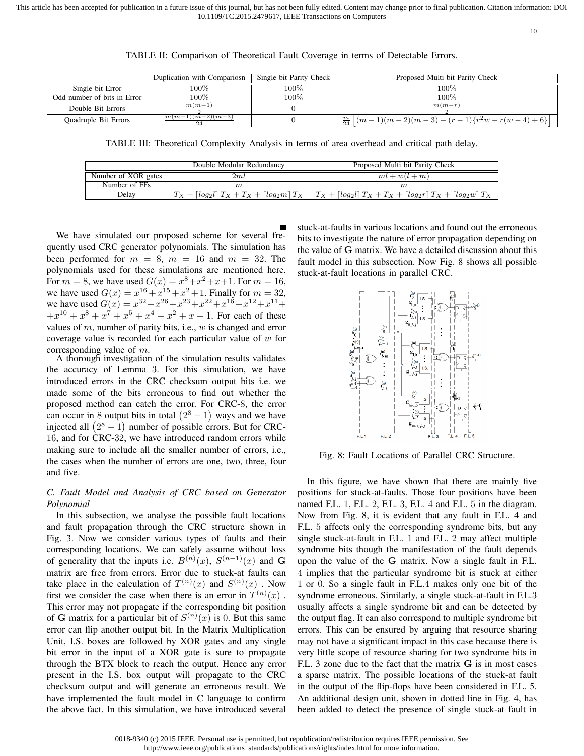TABLE II: Comparison of Theoretical Fault Coverage in terms of Detectable Errors.

| | Duplication with Compariosn | Single bit Parity Check | Proposed Multi bit Parity Check |
|---|---|---|---|
| Single bit Error | 100% | 100% | 100% |
| Odd number of bits in Error | 100% | 100% | 100% |
| Double Bit Errors | $\frac{m(m-1)}{2}$ | 0 | $\frac{m(m-r)}{2}$ |
| Quadruple Bit Errors | $\frac{m(m-1)(m-2)(m-3)}{24}$ | 0 | $\frac{m}{24}\left[(m-1)(m-2)(m-3)-(r-1)\{r^2w-r(w-4)+6\}\right]$ |

TABLE III: Theoretical Complexity Analysis in terms of area overhead and critical path delay.

| | Double Modular Redundancy | Proposed Multi bit Parity Check |
|---|---|---|
| Number of XOR gates | $2ml$ | $ml+w(l+m)$ |
| Number of FFs | $m$ | $m$ |
| Delay | $T_X+\lceil log_2 l\rceil T_X+T_X+\lceil log_2 m\rceil T_X$ | $T_X+\lceil log_2 l\rceil T_X+T_X+\lceil log_2 r\rceil T_X+\lceil log_2 w\rceil T_X$ |

■

We have simulated our proposed scheme for several frequently used CRC generator polynomials. The simulation has been performed for $m = 8$, $m = 16$ and $m = 32$. The polynomials used for these simulations are mentioned here. For $m = 8$, we have used $G(x) = x^8+x^2+x+1$. For $m = 16$, we have used $G(x) = x^{16}+x^{15}+x^2+1$. Finally for $m = 32$, we have used $G(x) = x^{32}+x^{26}+x^{23}+x^{22}+x^{16}+x^{12}+x^{11}+ +x^{10}+x^8+x^7+x^5+x^4+x^2+x+1$. For each of these values of $m$, number of parity bits, i.e., $w$ is changed and error coverage value is recorded for each particular value of $w$ for corresponding value of $m$.

A thorough investigation of the simulation results validates the accuracy of Lemma 3. For this simulation, we have introduced errors in the CRC checksum output bits i.e. we made some of the bits erroneous to find out whether the proposed method can catch the error. For CRC-8, the error can occur in 8 output bits in total $(2^8-1)$ ways and we have injected all $(2^8-1)$ number of possible errors. But for CRC-16, and for CRC-32, we have introduced random errors while making sure to include all the smaller number of errors, i.e., the cases when the number of errors are one, two, three, four and five.

### C. Fault Model and Analysis of CRC based on Generator Polynomial

In this subsection, we analyse the possible fault locations and fault propagation through the CRC structure shown in Fig. 3. Now we consider various types of faults and their corresponding locations. We can safely assume without loss of generality that the inputs i.e. $B^{(n)}(x)$, $S^{(n-1)}(x)$ and $\mathbf{G}$ matrix are free from errors. Error due to stuck-at faults can take place in the calculation of $T^{(n)}(x)$ and $S^{(n)}(x)$ . Now first we consider the case when there is an error in $T^{(n)}(x)$ . This error may not propagate if the corresponding bit position of $\mathbf{G}$ matrix for a particular bit of $S^{(n)}(x)$ is 0. But this same error can flip another output bit. In the Matrix Multiplication Unit, I.S. boxes are followed by XOR gates and any single bit error in the input of a XOR gate is sure to propagate through the BTX block to reach the output. Hence any error present in the I.S. box output will propagate to the CRC checksum output and will generate an erroneous result. We have implemented the fault model in C language to confirm the above fact. In this simulation, we have introduced several stuck-at-faults in various locations and found out the erroneous bits to investigate the nature of error propagation depending on the value of $\mathbf{G}$ matrix. We have a detailed discussion about this fault model in this subsection. Now Fig. 8 shows all possible stuck-at-fault locations in parallel CRC.

Fig. 8: Fault Locations of Parallel CRC Structure.

In this figure, we have shown that there are mainly five positions for stuck-at-faults. Those four positions have been named F.L. 1, F.L. 2, F.L. 3, F.L. 4 and F.L. 5 in the diagram. Now from Fig. 8, it is evident that any fault in F.L. 4 and F.L. 5 affects only the corresponding syndrome bits, but any single stuck-at-fault in F.L. 1 and F.L. 2 may affect multiple syndrome bits though the manifestation of the fault depends upon the value of the $\mathbf{G}$ matrix. Now a single fault in F.L. 4 implies that the particular syndrome bit is stuck at either 1 or 0. So a single fault in F.L.4 makes only one bit of the syndrome erroneous. Similarly, a single stuck-at-fault in F.L.3 usually affects a single syndrome bit and can be detected by the output flag. It can also correspond to multiple syndrome bit errors. This can be ensured by arguing that resource sharing may not have a significant impact in this case because there is very little scope of resource sharing for two syndrome bits in F.L. 3 zone due to the fact that the matrix $\mathbf{G}$ is in most cases a sparse matrix. The possible locations of the stuck-at fault in the output of the flip-flops have been considered in F.L. 5. An additional design unit, shown in dotted line in Fig. 4, has been added to detect the presence of single stuck-at fault in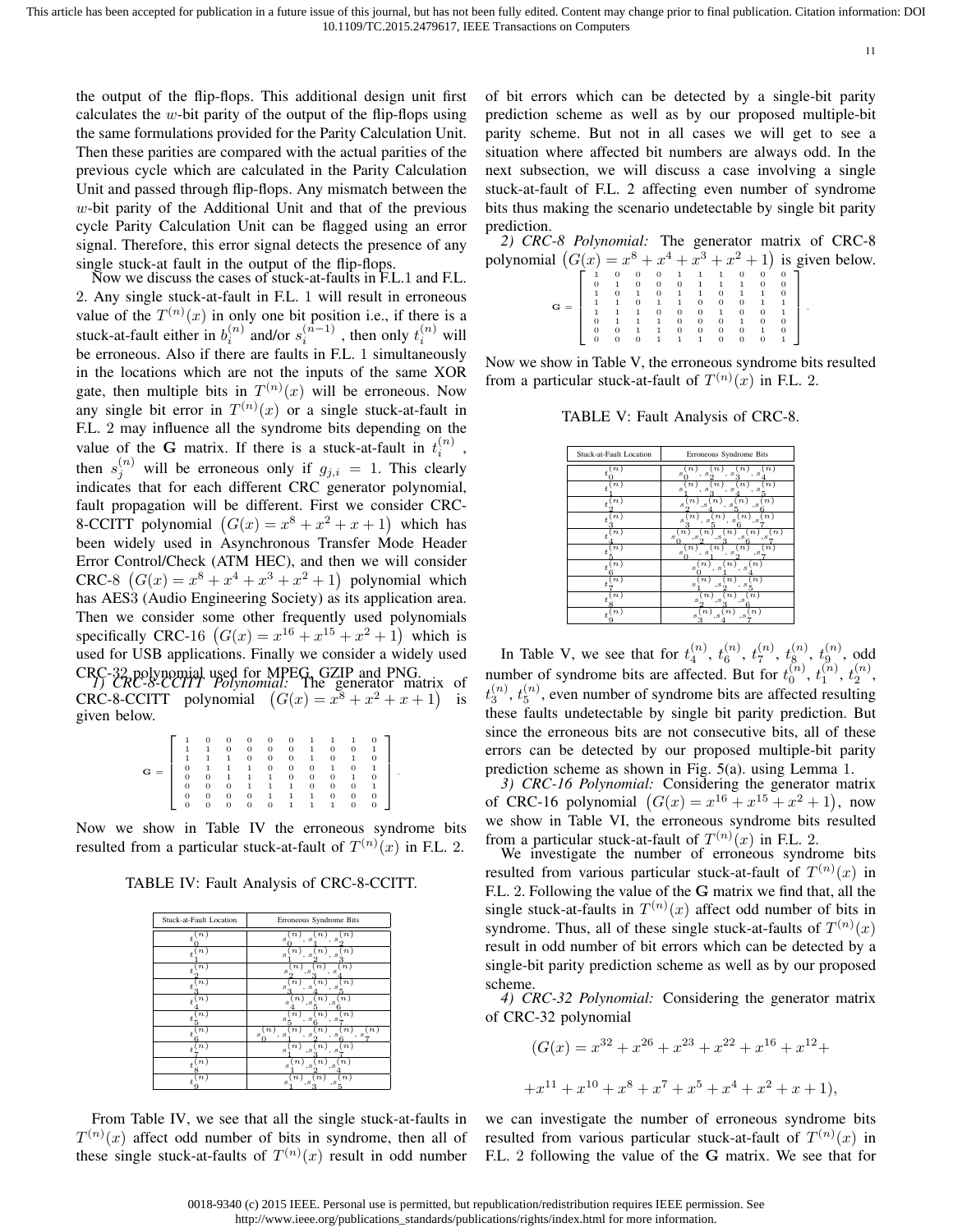the output of the flip-flops. This additional design unit first calculates the $w$-bit parity of the output of the flip-flops using the same formulations provided for the Parity Calculation Unit. Then these parities are compared with the actual parities of the previous cycle which are calculated in the Parity Calculation Unit and passed through flip-flops. Any mismatch between the $w$-bit parity of the Additional Unit and that of the previous cycle Parity Calculation Unit can be flagged using an error signal. Therefore, this error signal detects the presence of any single stuck-at fault in the output of the flip-flops.

Now we discuss the cases of stuck-at-faults in F.L.1 and F.L. 2. Any single stuck-at-fault in F.L. 1 will result in erroneous value of the $T^{(n)}(x)$ in only one bit position i.e., if there is a stuck-at-fault either in $b_i^{(n)}$ and/or $s_i^{(n-1)}$ , then only $t_i^{(n)}$ will be erroneous. Also if there are faults in F.L. 1 simultaneously in the locations which are not the inputs of the same XOR gate, then multiple bits in $T^{(n)}(x)$ will be erroneous. Now any single bit error in $T^{(n)}(x)$ or a single stuck-at-fault in F.L. 2 may influence all the syndrome bits depending on the value of the $\mathbf{G}$ matrix. If there is a stuck-at-fault in $t_i^{(n)}$ , then $s_j^{(n)}$ will be erroneous only if $g_{j,i} = 1$. This clearly indicates that for each different CRC generator polynomial, fault propagation will be different. First we consider CRC-8-CCITT polynomial $\left(G(x) = x^8 + x^2 + x + 1\right)$ which has been widely used in Asynchronous Transfer Mode Header Error Control/Check (ATM HEC), and then we will consider CRC-8 $\left(G(x) = x^8 + x^4 + x^3 + x^2 + 1\right)$ polynomial which has AES3 (Audio Engineering Society) as its application area. Then we consider some other frequently used polynomials specifically CRC-16 $\left(G(x) = x^{16} + x^{15} + x^2 + 1\right)$ which is used for USB applications. Finally we consider a widely used CRC-32 polynomial used for MPEG, GZIP and PNG.

*1) CRC-8-CCITT Polynomial:* The generator matrix of CRC-8-CCITT polynomial $\left(G(x) = x^8 + x^2 + x + 1\right)$ is given below.

$$
\mathbf{G} = \begin{bmatrix}
1 & 0 & 0 & 0 & 0 & 0 & 1 & 1 & 1 & 0 \\
1 & 1 & 0 & 0 & 0 & 0 & 1 & 0 & 0 & 1 \\
1 & 1 & 1 & 0 & 0 & 0 & 1 & 0 & 1 & 0 \\
0 & 1 & 1 & 1 & 0 & 0 & 0 & 1 & 0 & 1 \\
0 & 0 & 1 & 1 & 1 & 0 & 0 & 0 & 1 & 0 \\
0 & 0 & 0 & 1 & 1 & 1 & 0 & 0 & 0 & 1 \\
0 & 0 & 0 & 0 & 1 & 1 & 1 & 0 & 0 & 0 \\
0 & 0 & 0 & 0 & 0 & 1 & 1 & 1 & 0 & 0
\end{bmatrix}.
$$

Now we show in Table IV the erroneous syndrome bits resulted from a particular stuck-at-fault of $T^{(n)}(x)$ in F.L. 2.

TABLE IV: Fault Analysis of CRC-8-CCITT.

| Stuck-at-Fault Location | Erroneous Syndrome Bits |
|---|---|
| $t_0^{(n)}$ | $s_0^{(n)}, s_1^{(n)}, s_2^{(n)}$ |
| $t_1^{(n)}$ | $s_1^{(n)}, s_2^{(n)}, s_3^{(n)}$ |
| $t_2^{(n)}$ | $s_2^{(n)}, s_3^{(n)}, s_4^{(n)}$ |
| $t_3^{(n)}$ | $s_3^{(n)}, s_4^{(n)}, s_5^{(n)}$ |
| $t_4^{(n)}$ | $s_4^{(n)}, s_5^{(n)}, s_6^{(n)}$ |
| $t_5^{(n)}$ | $s_5^{(n)}, s_6^{(n)}, s_7^{(n)}$ |
| $t_6^{(n)}$ | $s_0^{(n)}, s_1^{(n)}, s_2^{(n)}, s_6^{(n)}, s_7^{(n)}$ |
| $t_7^{(n)}$ | $s_1^{(n)}, s_3^{(n)}, s_7^{(n)}$ |
| $t_8^{(n)}$ | $s_1^{(n)}, s_2^{(n)}, s_4^{(n)}$ |
| $t_9^{(n)}$ | $s_1^{(n)}, s_3^{(n)}, s_5^{(n)}$ |

From Table IV, we see that all the single stuck-at-faults in $T^{(n)}(x)$ affect odd number of bits in syndrome, then all of these single stuck-at-faults of $T^{(n)}(x)$ result in odd number of bit errors which can be detected by a single-bit parity prediction scheme as well as by our proposed multiple-bit parity scheme. But not in all cases we will get to see a situation where affected bit numbers are always odd. In the next subsection, we will discuss a case involving a single stuck-at-fault of F.L. 2 affecting even number of syndrome bits thus making the scenario undetectable by single bit parity prediction.

*2) CRC-8 Polynomial:* The generator matrix of CRC-8 polynomial $\left(G(x) = x^8 + x^4 + x^3 + x^2 + 1\right)$ is given below.

$$
\mathbf{G} = \begin{bmatrix}
1 & 0 & 0 & 0 & 1 & 1 & 1 & 0 & 0 & 0 \\
0 & 1 & 0 & 0 & 0 & 1 & 1 & 1 & 0 & 0 \\
1 & 0 & 1 & 0 & 1 & 1 & 0 & 1 & 1 & 0 \\
1 & 1 & 0 & 1 & 1 & 0 & 0 & 0 & 1 & 1 \\
1 & 1 & 1 & 0 & 0 & 0 & 1 & 0 & 0 & 1 \\
0 & 1 & 1 & 1 & 0 & 0 & 0 & 1 & 0 & 0 \\
0 & 0 & 1 & 1 & 1 & 0 & 0 & 0 & 1 & 0 \\
0 & 0 & 0 & 1 & 1 & 1 & 0 & 0 & 0 & 1
\end{bmatrix}.
$$

Now we show in Table V, the erroneous syndrome bits resulted from a particular stuck-at-fault of $T^{(n)}(x)$ in F.L. 2.

TABLE V: Fault Analysis of CRC-8.

| Stuck-at-Fault Location | Erroneous Syndrome Bits |
|---|---|
| $t_0^{(n)}$ | $s_0^{(n)}, s_2^{(n)}, s_3^{(n)}, s_4^{(n)}$ |
| $t_1^{(n)}$ | $s_1^{(n)}, s_3^{(n)}, s_4^{(n)}, s_5^{(n)}$ |
| $t_2^{(n)}$ | $s_2^{(n)}, s_4^{(n)}, s_5^{(n)}, s_6^{(n)}$ |
| $t_3^{(n)}$ | $s_3^{(n)}, s_5^{(n)}, s_6^{(n)}, s_7^{(n)}$ |
| $t_4^{(n)}$ | $s_0^{(n)}, s_2^{(n)}, s_3^{(n)}, s_6^{(n)}, s_7^{(n)}$ |
| $t_5^{(n)}$ | $s_0^{(n)}, s_1^{(n)}, s_2^{(n)}, s_7^{(n)}$ |
| $t_6^{(n)}$ | $s_0^{(n)}, s_1^{(n)}, s_4^{(n)}$ |
| $t_7^{(n)}$ | $s_1^{(n)}, s_2^{(n)}, s_5^{(n)}$ |
| $t_8^{(n)}$ | $s_2^{(n)}, s_3^{(n)}, s_6^{(n)}$ |
| $t_9^{(n)}$ | $s_3^{(n)}, s_4^{(n)}, s_7^{(n)}$ |

In Table V, we see that for $t_4^{(n)}$, $t_6^{(n)}$, $t_7^{(n)}$, $t_8^{(n)}$, $t_9^{(n)}$, odd number of syndrome bits are affected. But for $t_0^{(n)}$, $t_1^{(n)}$, $t_2^{(n)}$, $t_3^{(n)}$, $t_5^{(n)}$, even number of syndrome bits are affected resulting these faults undetectable by single bit parity prediction. But since the erroneous bits are not consecutive bits, all of these errors can be detected by our proposed multiple-bit parity prediction scheme as shown in Fig. 5(a). using Lemma 1.

*3) CRC-16 Polynomial:* Considering the generator matrix of CRC-16 polynomial $\left(G(x) = x^{16} + x^{15} + x^2 + 1\right)$, now we show in Table VI, the erroneous syndrome bits resulted from a particular stuck-at-fault of $T^{(n)}(x)$ in F.L. 2.

We investigate the number of erroneous syndrome bits resulted from various particular stuck-at-fault of $T^{(n)}(x)$ in F.L. 2. Following the value of the $\mathbf{G}$ matrix we find that, all the single stuck-at-faults in $T^{(n)}(x)$ affect odd number of bits in syndrome. Thus, all of these single stuck-at-faults of $T^{(n)}(x)$ result in odd number of bit errors which can be detected by a single-bit parity prediction scheme as well as by our proposed scheme.

*4) CRC-32 Polynomial:* Considering the generator matrix of CRC-32 polynomial

$$
(G(x) = x^{32} + x^{26} + x^{23} + x^{22} + x^{16} + x^{12} +
$$
$$
+ x^{11} + x^{10} + x^8 + x^7 + x^5 + x^4 + x^2 + x + 1),
$$

we can investigate the number of erroneous syndrome bits resulted from various particular stuck-at-fault of $T^{(n)}(x)$ in F.L. 2 following the value of the $\mathbf{G}$ matrix. We see that for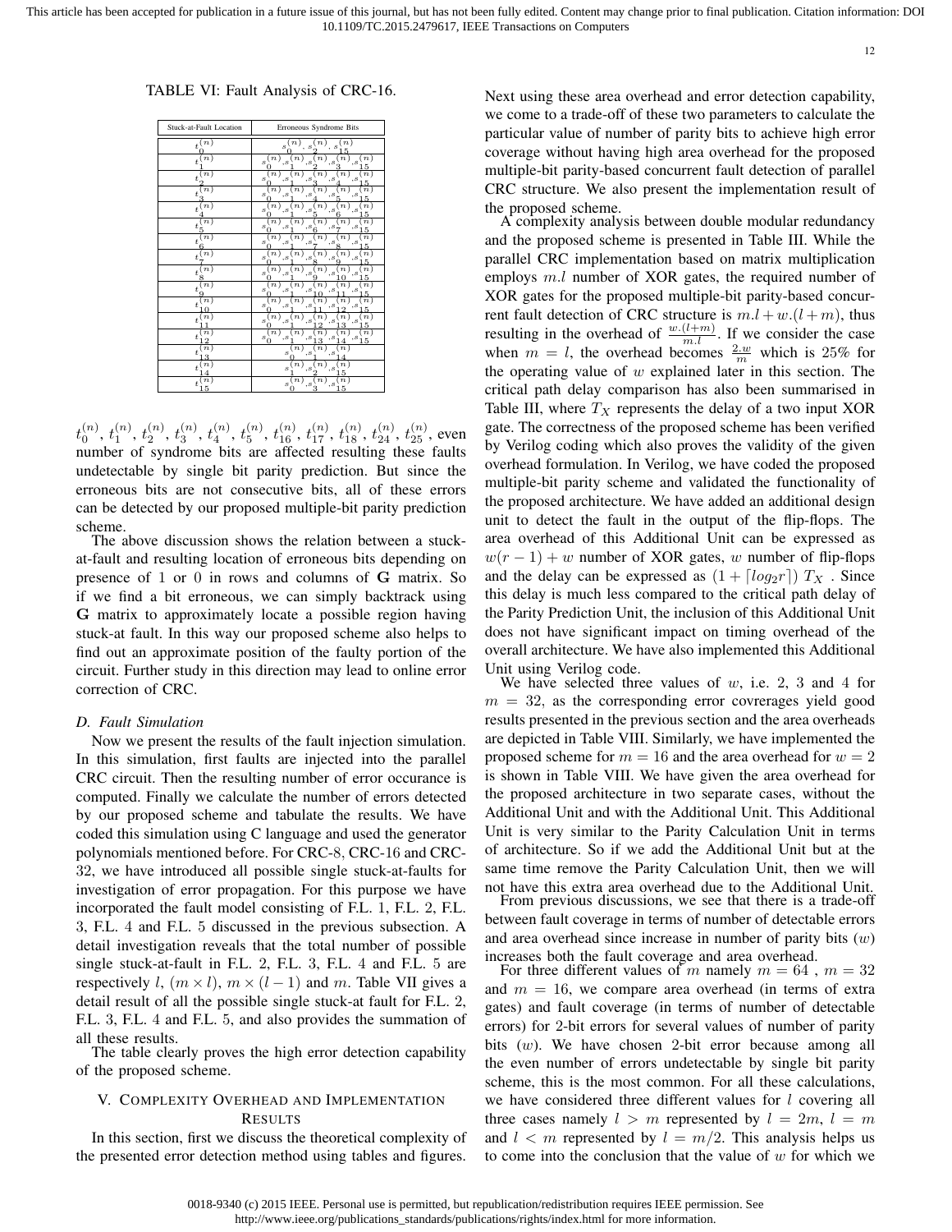TABLE VI: Fault Analysis of CRC-16.

| Stuck-at-Fault Location | Erroneous Syndrome Bits |
|---|---|
| $t_0^{(n)}$ | $s_0^{(n)}, s_2^{(n)}, s_{15}^{(n)}$ |
| $t_1^{(n)}$ | $s_0^{(n)}, s_1^{(n)}, s_2^{(n)}, s_3^{(n)}, s_{15}^{(n)}$ |
| $t_2^{(n)}$ | $s_0^{(n)}, s_1^{(n)}, s_3^{(n)}, s_4^{(n)}, s_{15}^{(n)}$ |
| $t_3^{(n)}$ | $s_0^{(n)}, s_1^{(n)}, s_4^{(n)}, s_5^{(n)}, s_{15}^{(n)}$ |
| $t_4^{(n)}$ | $s_0^{(n)}, s_1^{(n)}, s_5^{(n)}, s_6^{(n)}, s_{15}^{(n)}$ |
| $t_5^{(n)}$ | $s_0^{(n)}, s_1^{(n)}, s_6^{(n)}, s_7^{(n)}, s_{15}^{(n)}$ |
| $t_6^{(n)}$ | $s_0^{(n)}, s_1^{(n)}, s_7^{(n)}, s_8^{(n)}, s_{15}^{(n)}$ |
| $t_7^{(n)}$ | $s_0^{(n)}, s_1^{(n)}, s_8^{(n)}, s_9^{(n)}, s_{15}^{(n)}$ |
| $t_8^{(n)}$ | $s_0^{(n)}, s_1^{(n)}, s_9^{(n)}, s_{10}^{(n)}, s_{15}^{(n)}$ |
| $t_9^{(n)}$ | $s_0^{(n)}, s_1^{(n)}, s_{10}^{(n)}, s_{11}^{(n)}, s_{15}^{(n)}$ |
| $t_{10}^{(n)}$ | $s_0^{(n)}, s_1^{(n)}, s_{11}^{(n)}, s_{12}^{(n)}, s_{15}^{(n)}$ |
| $t_{11}^{(n)}$ | $s_0^{(n)}, s_1^{(n)}, s_{12}^{(n)}, s_{13}^{(n)}, s_{15}^{(n)}$ |
| $t_{12}^{(n)}$ | $s_0^{(n)}, s_1^{(n)}, s_{13}^{(n)}, s_{14}^{(n)}, s_{15}^{(n)}$ |
| $t_{13}^{(n)}$ | $s_0^{(n)}, s_1^{(n)}, s_{14}^{(n)}$ |
| $t_{14}^{(n)}$ | $s_1^{(n)}, s_2^{(n)}, s_{15}^{(n)}$ |
| $t_{15}^{(n)}$ | $s_0^{(n)}, s_3^{(n)}, s_{15}^{(n)}$ |

$t_0^{(n)}$, $t_1^{(n)}$, $t_2^{(n)}$, $t_3^{(n)}$, $t_4^{(n)}$, $t_5^{(n)}$, $t_{16}^{(n)}$, $t_{17}^{(n)}$, $t_{18}^{(n)}$, $t_{24}^{(n)}$, $t_{25}^{(n)}$, even number of syndrome bits are affected resulting these faults undetectable by single bit parity prediction. But since the erroneous bits are not consecutive bits, all of these errors can be detected by our proposed multiple-bit parity prediction scheme.

The above discussion shows the relation between a stuck-at-fault and resulting location of erroneous bits depending on presence of 1 or 0 in rows and columns of $\mathbf{G}$ matrix. So if we find a bit erroneous, we can simply backtrack using $\mathbf{G}$ matrix to approximately locate a possible region having stuck-at fault. In this way our proposed scheme also helps to find out an approximate position of the faulty portion of the circuit. Further study in this direction may lead to online error correction of CRC.

### D. Fault Simulation

Now we present the results of the fault injection simulation. In this simulation, first faults are injected into the parallel CRC circuit. Then the resulting number of error occurance is computed. Finally we calculate the number of errors detected by our proposed scheme and tabulate the results. We have coded this simulation using C language and used the generator polynomials mentioned before. For CRC-8, CRC-16 and CRC-32, we have introduced all possible single stuck-at-faults for investigation of error propagation. For this purpose we have incorporated the fault model consisting of F.L. 1, F.L. 2, F.L. 3, F.L. 4 and F.L. 5 discussed in the previous subsection. A detail investigation reveals that the total number of possible single stuck-at-fault in F.L. 2, F.L. 3, F.L. 4 and F.L. 5 are respectively $l$, $(m \times l)$, $m \times (l-1)$ and $m$. Table VII gives a detail result of all the possible single stuck-at fault for F.L. 2, F.L. 3, F.L. 4 and F.L. 5, and also provides the summation of all these results.

The table clearly proves the high error detection capability of the proposed scheme.

## V. Complexity Overhead and Implementation Results

In this section, first we discuss the theoretical complexity of the presented error detection method using tables and figures. Next using these area overhead and error detection capability, we come to a trade-off of these two parameters to calculate the particular value of number of parity bits to achieve high error coverage without having high area overhead for the proposed multiple-bit parity-based concurrent fault detection of parallel CRC structure. We also present the implementation result of the proposed scheme.

A complexity analysis between double modular redundancy and the proposed scheme is presented in Table III. While the parallel CRC implementation based on matrix multiplication employs $m.l$ number of XOR gates, the required number of XOR gates for the proposed multiple-bit parity-based concurrent fault detection of CRC structure is $m.l + w.(l+m)$, thus resulting in the overhead of $\frac{w.(l+m)}{m.l}$. If we consider the case when $m = l$, the overhead becomes $\frac{2.w}{m}$ which is 25% for the operating value of $w$ explained later in this section. The critical path delay comparison has also been summarised in Table III, where $T_X$ represents the delay of a two input XOR gate. The correctness of the proposed scheme has been verified by Verilog coding which also proves the validity of the given overhead formulation. In Verilog, we have coded the proposed multiple-bit parity scheme and validated the functionality of the proposed architecture. We have added an additional design unit to detect the fault in the output of the flip-flops. The area overhead of this Additional Unit can be expressed as $w(r-1) + w$ number of XOR gates, $w$ number of flip-flops and the delay can be expressed as $(1 + \lceil log_2 r \rceil)\ T_X$ . Since this delay is much less compared to the critical path delay of the Parity Prediction Unit, the inclusion of this Additional Unit does not have significant impact on timing overhead of the overall architecture. We have also implemented this Additional Unit using Verilog code.

We have selected three values of $w$, i.e. 2, 3 and 4 for $m = 32$, as the corresponding error covrerages yield good results presented in the previous section and the area overheads are depicted in Table VIII. Similarly, we have implemented the proposed scheme for $m = 16$ and the area overhead for $w = 2$ is shown in Table VIII. We have given the area overhead for the proposed architecture in two separate cases, without the Additional Unit and with the Additional Unit. This Additional Unit is very similar to the Parity Calculation Unit in terms of architecture. So if we add the Additional Unit but at the same time remove the Parity Calculation Unit, then we will not have this extra area overhead due to the Additional Unit.

From previous discussions, we see that there is a trade-off between fault coverage in terms of number of detectable errors and area overhead since increase in number of parity bits ($w$) increases both the fault coverage and area overhead.

For three different values of $m$ namely $m = 64$ , $m = 32$ and $m = 16$, we compare area overhead (in terms of extra gates) and fault coverage (in terms of number of detectable errors) for 2-bit errors for several values of number of parity bits ($w$). We have chosen 2-bit error because among all the even number of errors undetectable by single bit parity scheme, this is the most common. For all these calculations, we have considered three different values for $l$ covering all three cases namely $l > m$ represented by $l = 2m$, $l = m$ and $l < m$ represented by $l = m/2$. This analysis helps us to come into the conclusion that the value of $w$ for which we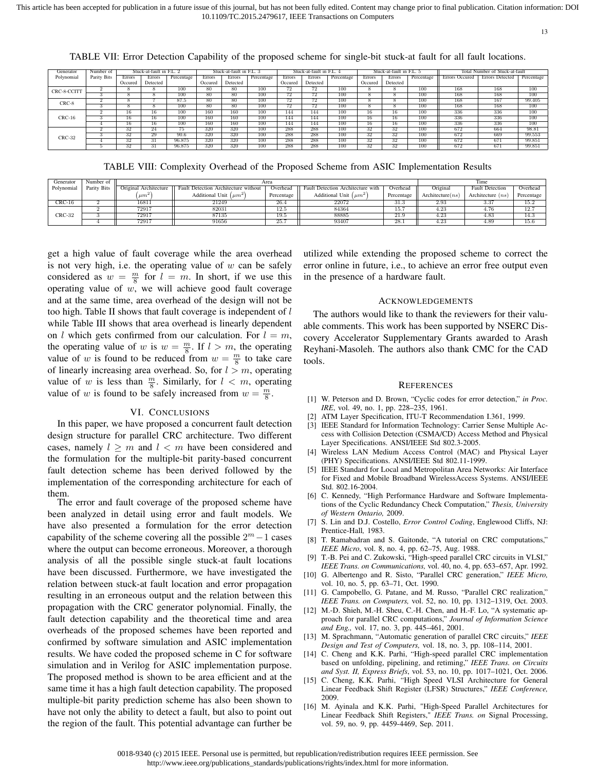TABLE VII: Error Detection Capability of the proposed scheme for single-bit stuck-at fault for all fault locations.

| Generator Polynomial | Number of Parity Bits | Stuck-at-fault in F.L. 2 | | | Stuck-at-fault in F.L. 3 | | | Stuck-at-fault in F.L. 4 | | | Stuck-at-fault in F.L. 5 | | | Total Number of Stuck-at-fault | | |
|---|---|---|---|---|---|---|---|---|---|---|---|---|---|---|---|---|
| | | Errors Occured | Errors Detected | Percentage | Errors Occured | Errors Detected | Percentage | Errors Occured | Errors Detected | Percentage | Errors Occured | Errors Detected | Percentage | Errors Occured | Errors Detected | Percentage |
| CRC-8-CCITT | 2 | 8 | 8 | 100 | 80 | 80 | 100 | 72 | 72 | 100 | 8 | 8 | 100 | 168 | 168 | 100 |
| | 3 | 8 | 8 | 100 | 80 | 80 | 100 | 72 | 72 | 100 | 8 | 8 | 100 | 168 | 168 | 100 |
| CRC-8 | 2 | 8 | 7 | 87.5 | 80 | 80 | 100 | 72 | 72 | 100 | 8 | 8 | 100 | 168 | 167 | 99.405 |
| | 3 | 8 | 8 | 100 | 80 | 80 | 100 | 72 | 72 | 100 | 8 | 8 | 100 | 168 | 168 | 100 |
| CRC-16 | 2 | 16 | 16 | 100 | 160 | 160 | 100 | 144 | 144 | 100 | 16 | 16 | 100 | 336 | 336 | 100 |
| | 3 | 16 | 16 | 100 | 160 | 160 | 100 | 144 | 144 | 100 | 16 | 16 | 100 | 336 | 336 | 100 |
| | 4 | 16 | 16 | 100 | 160 | 160 | 100 | 144 | 144 | 100 | 16 | 16 | 100 | 336 | 336 | 100 |
| CRC-32 | 2 | 32 | 24 | 75 | 320 | 320 | 100 | 288 | 288 | 100 | 32 | 32 | 100 | 672 | 664 | 98.81 |
| | 3 | 32 | 29 | 90.6 | 320 | 320 | 100 | 288 | 288 | 100 | 32 | 32 | 100 | 672 | 669 | 99.553 |
| | 4 | 32 | 31 | 96.875 | 320 | 320 | 100 | 288 | 288 | 100 | 32 | 32 | 100 | 672 | 671 | 99.851 |
| | 5 | 32 | 31 | 96.875 | 320 | 320 | 100 | 288 | 288 | 100 | 32 | 32 | 100 | 672 | 671 | 99.851 |

TABLE VIII: Complexity Overhead of the Proposed Scheme from ASIC Implementation Results

| Generator Polynomial | Number of Parity Bits | Area | | | | | Time | | |
|---|---|---|---|---|---|---|---|---|---|
| | | Original Architecture ($\mu m^2$) | Fault Detection Architecture without Additional Unit ($\mu m^2$) | Overhead Percentage | Fault Detection Architecture with Additional Unit ($\mu m^2$) | Overhead Percentage | Original Architecture($ns$) | Fault Detection Architecture ($ns$) | Overhead Percentage |
| CRC-16 | 2 | 16811 | 21249 | 26.4 | 22072 | 31.3 | 2.93 | 3.37 | 15.2 |
| CRC-32 | 2 | 72917 | 82031 | 12.5 | 84364 | 15.7 | 4.23 | 4.76 | 12.7 |
| | 3 | 72917 | 87135 | 19.5 | 88885 | 21.9 | 4.23 | 4.83 | 14.3 |
| | 4 | 72917 | 91656 | 25.7 | 93407 | 28.1 | 4.23 | 4.89 | 15.6 |

get a high value of fault coverage while the area overhead is not very high, i.e. the operating value of $w$ can be safely considered as $w = \frac{m}{8}$ for $l = m$. In short, if we use this operating value of $w$, we will achieve good fault coverage and at the same time, area overhead of the design will not be too high. Table II shows that fault coverage is independent of $l$ while Table III shows that area overhead is linearly dependent on $l$ which gets confirmed from our calculation. For $l = m$, the operating value of $w$ is $w = \frac{m}{8}$. If $l > m$, the operating value of $w$ is found to be reduced from $w = \frac{m}{8}$ to take care of linearly increasing area overhead. So, for $l > m$, operating value of $w$ is less than $\frac{m}{8}$. Similarly, for $l < m$, operating value of $w$ is found to be safely increased from $w = \frac{m}{8}$.

## VI. Conclusions

In this paper, we have proposed a concurrent fault detection design structure for parallel CRC architecture. Two different cases, namely $l \geq m$ and $l < m$ have been considered and the formulation for the multiple-bit parity-based concurrent fault detection scheme has been derived followed by the implementation of the corresponding architecture for each of them.

The error and fault coverage of the proposed scheme have been analyzed in detail using error and fault models. We have also presented a formulation for the error detection capability of the scheme covering all the possible $2^m - 1$ cases where the output can become erroneous. Moreover, a thorough analysis of all the possible single stuck-at fault locations have been discussed. Furthermore, we have investigated the relation between stuck-at fault location and error propagation resulting in an erroneous output and the relation between this propagation with the CRC generator polynomial. Finally, the fault detection capability and the theoretical time and area overheads of the proposed schemes have been reported and confirmed by software simulation and ASIC implementation results. We have coded the proposed scheme in C for software simulation and in Verilog for ASIC implementation purpose. The proposed method is shown to be area efficient and at the same time it has a high fault detection capability. The proposed multiple-bit parity prediction scheme has also been shown to have not only the ability to detect a fault, but also to point out the region of the fault. This potential advantage can further be utilized while extending the proposed scheme to correct the error online in future, i.e., to achieve an error free output even in the presence of a hardware fault.

## Acknowledgements

The authors would like to thank the reviewers for their valuable comments. This work has been supported by NSERC Discovery Accelerator Supplementary Grants awarded to Arash Reyhani-Masoleh. The authors also thank CMC for the CAD tools.

## References

[1] W. Peterson and D. Brown, "Cyclic codes for error detection," *in Proc. IRE*, vol. 49, no. 1, pp. 228–235, 1961.

[2] ATM Layer Specification, ITU-T Recommendation I.361, 1999.

[3] IEEE Standard for Information Technology: Carrier Sense Multiple Access with Collision Detection (CSMA/CD) Access Method and Physical Layer Specifications. ANSI/IEEE Std 802.3-2005.

[4] Wireless LAN Medium Access Control (MAC) and Physical Layer (PHY) Specifications. ANSI/IEEE Std 802.11-1999.

[5] IEEE Standard for Local and Metropolitan Area Networks: Air Interface for Fixed and Mobile Broadband WirelessAccess Systems. ANSI/IEEE Std. 802.16-2004.

[6] C. Kennedy, "High Performance Hardware and Software Implementations of the Cyclic Redundancy Check Computation," *Thesis, University of Western Ontario,* 2009.

[7] S. Lin and D.J. Costello, *Error Control Coding*, Englewood Cliffs, NJ: Prentice-Hall, 1983.

[8] T. Ramabadran and S. Gaitonde, "A tutorial on CRC computations," *IEEE Micro*, vol. 8, no. 4, pp. 62–75, Aug. 1988.

[9] T.-B. Pei and C. Zukowski, "High-speed parallel CRC circuits in VLSI," *IEEE Trans. on Communications,* vol. 40, no. 4, pp. 653–657, Apr. 1992.

[10] G. Albertengo and R. Sisto, "Parallel CRC generation," *IEEE Micro,* vol. 10, no. 5, pp. 63–71, Oct. 1990.

[11] G. Campobello, G. Patane, and M. Russo, "Parallel CRC realization," *IEEE Trans. on Computers,* vol. 52, no. 10, pp. 1312–1319, Oct. 2003.

[12] M.-D. Shieh, M.-H. Sheu, C.-H. Chen, and H.-F. Lo, "A systematic approach for parallel CRC computations," *Journal of Information Science and Eng.,* vol. 17, no. 3, pp. 445–461, 2001.

[13] M. Sprachmann, "Automatic generation of parallel CRC circuits," *IEEE Design and Test of Computers,* vol. 18, no. 3, pp. 108–114, 2001.

[14] C. Cheng and K.K. Parhi, "High-speed parallel CRC implementation based on unfolding, pipelining, and retiming," *IEEE Trans. on Circuits and Syst. II, Express Briefs*, vol. 53, no. 10, pp. 1017–1021, Oct. 2006.

[15] C. Cheng, K.K. Parhi, "High Speed VLSI Architecture for General Linear Feedback Shift Register (LFSR) Structures," *IEEE Conference,* 2009.

[16] M. Ayinala and K.K. Parhi, "High-Speed Parallel Architectures for Linear Feedback Shift Registers," *IEEE Trans. on* Signal Processing, vol. 59, no. 9, pp. 4459-4469, Sep. 2011.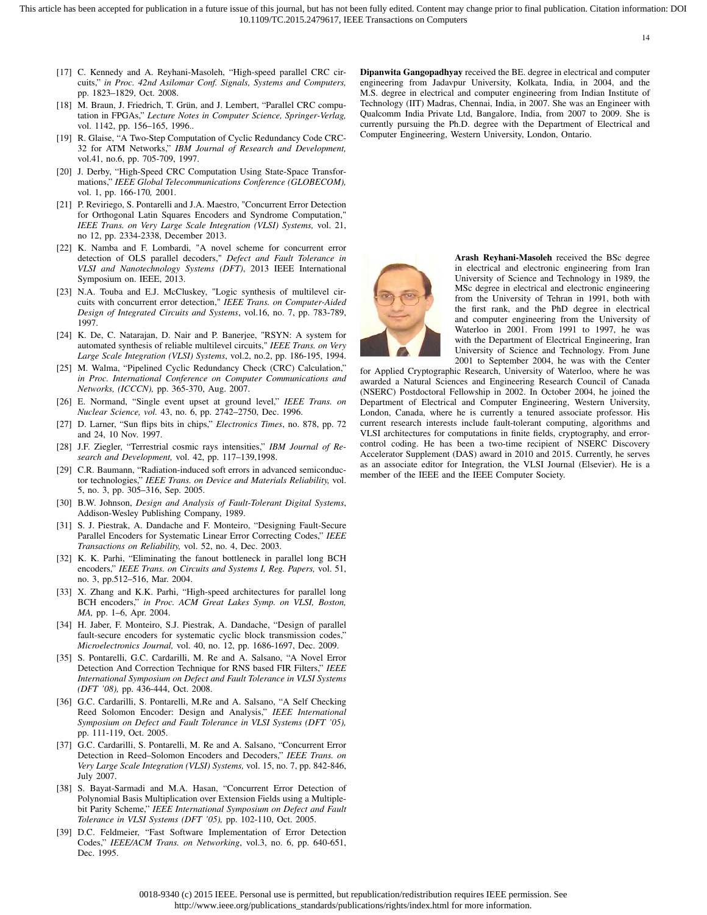[17] C. Kennedy and A. Reyhani-Masoleh, "High-speed parallel CRC circuits," *in Proc. 42nd Asilomar Conf. Signals, Systems and Computers,* pp. 1823–1829, Oct. 2008.

[18] M. Braun, J. Friedrich, T. Grün, and J. Lembert, "Parallel CRC computation in FPGAs," *Lecture Notes in Computer Science, Springer-Verlag,* vol. 1142, pp. 156–165, 1996..

[19] R. Glaise, "A Two-Step Computation of Cyclic Redundancy Code CRC-32 for ATM Networks," *IBM Journal of Research and Development,* vol.41, no.6, pp. 705-709, 1997.

[20] J. Derby, "High-Speed CRC Computation Using State-Space Transformations," *IEEE Global Telecommunications Conference (GLOBECOM),* vol. 1, pp. 166-170*,* 2001.

[21] P. Reviriego, S. Pontarelli and J.A. Maestro, "Concurrent Error Detection for Orthogonal Latin Squares Encoders and Syndrome Computation," *IEEE Trans. on Very Large Scale Integration (VLSI) Systems,* vol. 21, no 12, pp. 2334-2338, December 2013.

[22] K. Namba and F. Lombardi, "A novel scheme for concurrent error detection of OLS parallel decoders," *Defect and Fault Tolerance in VLSI and Nanotechnology Systems (DFT)*, 2013 IEEE International Symposium on. IEEE, 2013.

[23] N.A. Touba and E.J. McCluskey, "Logic synthesis of multilevel circuits with concurrent error detection," *IEEE Trans. on Computer-Aided Design of Integrated Circuits and Systems*, vol.16, no. 7, pp. 783-789, 1997.

[24] K. De, C. Natarajan, D. Nair and P. Banerjee, "RSYN: A system for automated synthesis of reliable multilevel circuits," *IEEE Trans. on Very Large Scale Integration (VLSI) Systems*, vol.2, no.2, pp. 186-195, 1994.

[25] M. Walma, "Pipelined Cyclic Redundancy Check (CRC) Calculation," *in Proc. International Conference on Computer Communications and Networks, (ICCCN),* pp. 365-370, Aug. 2007.

[26] E. Normand, "Single event upset at ground level," *IEEE Trans. on Nuclear Science, vol.* 43, no. 6, pp. 2742–2750, Dec. 1996.

[27] D. Larner, "Sun flips bits in chips," *Electronics Times*, no. 878, pp. 72 and 24, 10 Nov. 1997.

[28] J.F. Ziegler, "Terrestrial cosmic rays intensities," *IBM Journal of Research and Development,* vol. 42, pp. 117–139,1998.

[29] C.R. Baumann, "Radiation-induced soft errors in advanced semiconductor technologies," *IEEE Trans. on Device and Materials Reliability,* vol. 5, no. 3, pp. 305–316, Sep. 2005.

[30] B.W. Johnson, *Design and Analysis of Fault-Tolerant Digital Systems*, Addison-Wesley Publishing Company, 1989.

[31] S. J. Piestrak, A. Dandache and F. Monteiro, "Designing Fault-Secure Parallel Encoders for Systematic Linear Error Correcting Codes," *IEEE Transactions on Reliability,* vol. 52, no. 4, Dec. 2003.

[32] K. K. Parhi, "Eliminating the fanout bottleneck in parallel long BCH encoders," *IEEE Trans. on Circuits and Systems I, Reg. Papers,* vol. 51, no. 3, pp.512–516, Mar. 2004.

[33] X. Zhang and K.K. Parhi, "High-speed architectures for parallel long BCH encoders," *in Proc. ACM Great Lakes Symp. on VLSI, Boston, MA,* pp. 1–6, Apr. 2004.

[34] H. Jaber, F. Monteiro, S.J. Piestrak, A. Dandache, "Design of parallel fault-secure encoders for systematic cyclic block transmission codes," *Microelectronics Journal,* vol. 40, no. 12, pp. 1686-1697, Dec. 2009.

[35] S. Pontarelli, G.C. Cardarilli, M. Re and A. Salsano, "A Novel Error Detection And Correction Technique for RNS based FIR Filters," *IEEE International Symposium on Defect and Fault Tolerance in VLSI Systems (DFT '08),* pp. 436-444, Oct. 2008.

[36] G.C. Cardarilli, S. Pontarelli, M.Re and A. Salsano, "A Self Checking Reed Solomon Encoder: Design and Analysis," *IEEE International Symposium on Defect and Fault Tolerance in VLSI Systems (DFT '05),* pp. 111-119, Oct. 2005.

[37] G.C. Cardarilli, S. Pontarelli, M. Re and A. Salsano, "Concurrent Error Detection in Reed–Solomon Encoders and Decoders," *IEEE Trans. on Very Large Scale Integration (VLSI) Systems,* vol. 15, no. 7, pp. 842-846, July 2007.

[38] S. Bayat-Sarmadi and M.A. Hasan, "Concurrent Error Detection of Polynomial Basis Multiplication over Extension Fields using a Multiple-bit Parity Scheme," *IEEE International Symposium on Defect and Fault Tolerance in VLSI Systems (DFT '05),* pp. 102-110, Oct. 2005.

[39] D.C. Feldmeier, "Fast Software Implementation of Error Detection Codes," *IEEE/ACM Trans. on Networking*, vol.3, no. 6, pp. 640-651, Dec. 1995.

**Dipanwita Gangopadhyay** received the BE. degree in electrical and computer engineering from Jadavpur University, Kolkata, India, in 2004, and the M.S. degree in electrical and computer engineering from Indian Institute of Technology (IIT) Madras, Chennai, India, in 2007. She was an Engineer with Qualcomm India Private Ltd, Bangalore, India, from 2007 to 2009. She is currently pursuing the Ph.D. degree with the Department of Electrical and Computer Engineering, Western University, London, Ontario.

**Arash Reyhani-Masoleh** received the BSc degree in electrical and electronic engineering from Iran University of Science and Technology in 1989, the MSc degree in electrical and electronic engineering from the University of Tehran in 1991, both with the first rank, and the PhD degree in electrical and computer engineering from the University of Waterloo in 2001. From 1991 to 1997, he was with the Department of Electrical Engineering, Iran University of Science and Technology. From June 2001 to September 2004, he was with the Center for Applied Cryptographic Research, University of Waterloo, where he was awarded a Natural Sciences and Engineering Research Council of Canada (NSERC) Postdoctoral Fellowship in 2002. In October 2004, he joined the Department of Electrical and Computer Engineering, Western University, London, Canada, where he is currently a tenured associate professor. His current research interests include fault-tolerant computing, algorithms and VLSI architectures for computations in finite fields, cryptography, and error-control coding. He has been a two-time recipient of NSERC Discovery Accelerator Supplement (DAS) award in 2010 and 2015. Currently, he serves as an associate editor for Integration, the VLSI Journal (Elsevier). He is a member of the IEEE and the IEEE Computer Society.